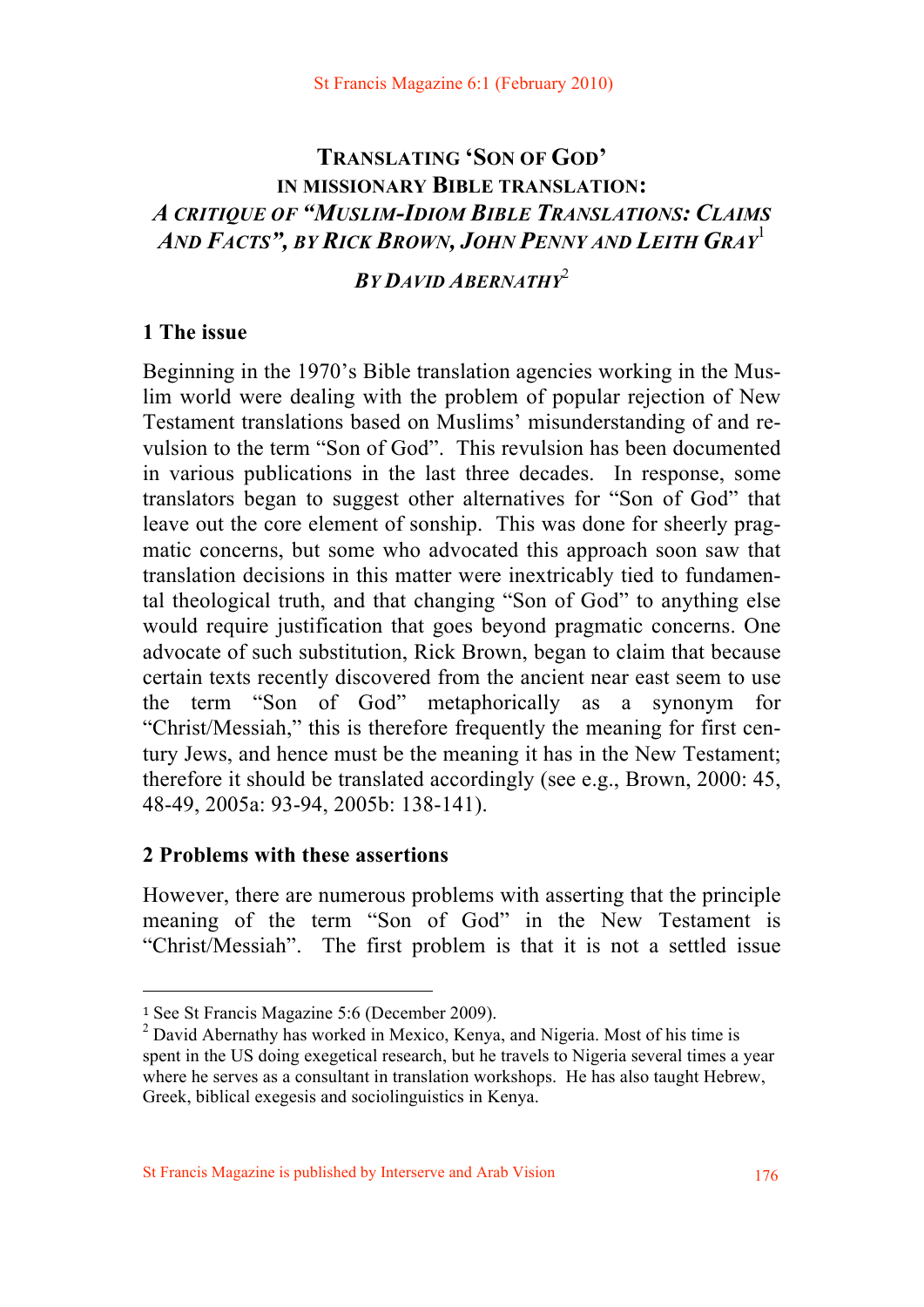# TRANSLATING 'SON OF GOD' IN MISSIONARY BIBLE TRANSLATION: *A CRITIQUE OF "MUSLIM-IDIOM BIBLE TRANSLATIONS: CLAIMS AND FACTS", BY RICK BROWN, JOHN PENNY AND LEITH GRAY*[1]

### *BY DAVID ABERNATHY*[2]

## 1 The issue

Beginning in the 1970's Bible translation agencies working in the Muslim world were dealing with the problem of popular rejection of New Testament translations based on Muslims' misunderstanding of and revulsion to the term "Son of God". This revulsion has been documented in various publications in the last three decades. In response, some translators began to suggest other alternatives for "Son of God" that leave out the core element of sonship. This was done for sheerly pragmatic concerns, but some who advocated this approach soon saw that translation decisions in this matter were inextricably tied to fundamental theological truth, and that changing "Son of God" to anything else would require justification that goes beyond pragmatic concerns. One advocate of such substitution, Rick Brown, began to claim that because certain texts recently discovered from the ancient near east seem to use the term "Son of God" metaphorically as a synonym for "Christ/Messiah," this is therefore frequently the meaning for first century Jews, and hence must be the meaning it has in the New Testament; therefore it should be translated accordingly (see e.g., Brown, 2000: 45, 48-49, 2005a: 93-94, 2005b: 138-141).

## 2 Problems with these assertions

However, there are numerous problems with asserting that the principle meaning of the term "Son of God" in the New Testament is "Christ/Messiah". The first problem is that it is not a settled issue

---

[1] See St Francis Magazine 5:6 (December 2009).

[2] David Abernathy has worked in Mexico, Kenya, and Nigeria. Most of his time is spent in the US doing exegetical research, but he travels to Nigeria several times a year where he serves as a consultant in translation workshops. He has also taught Hebrew, Greek, biblical exegesis and sociolinguistics in Kenya.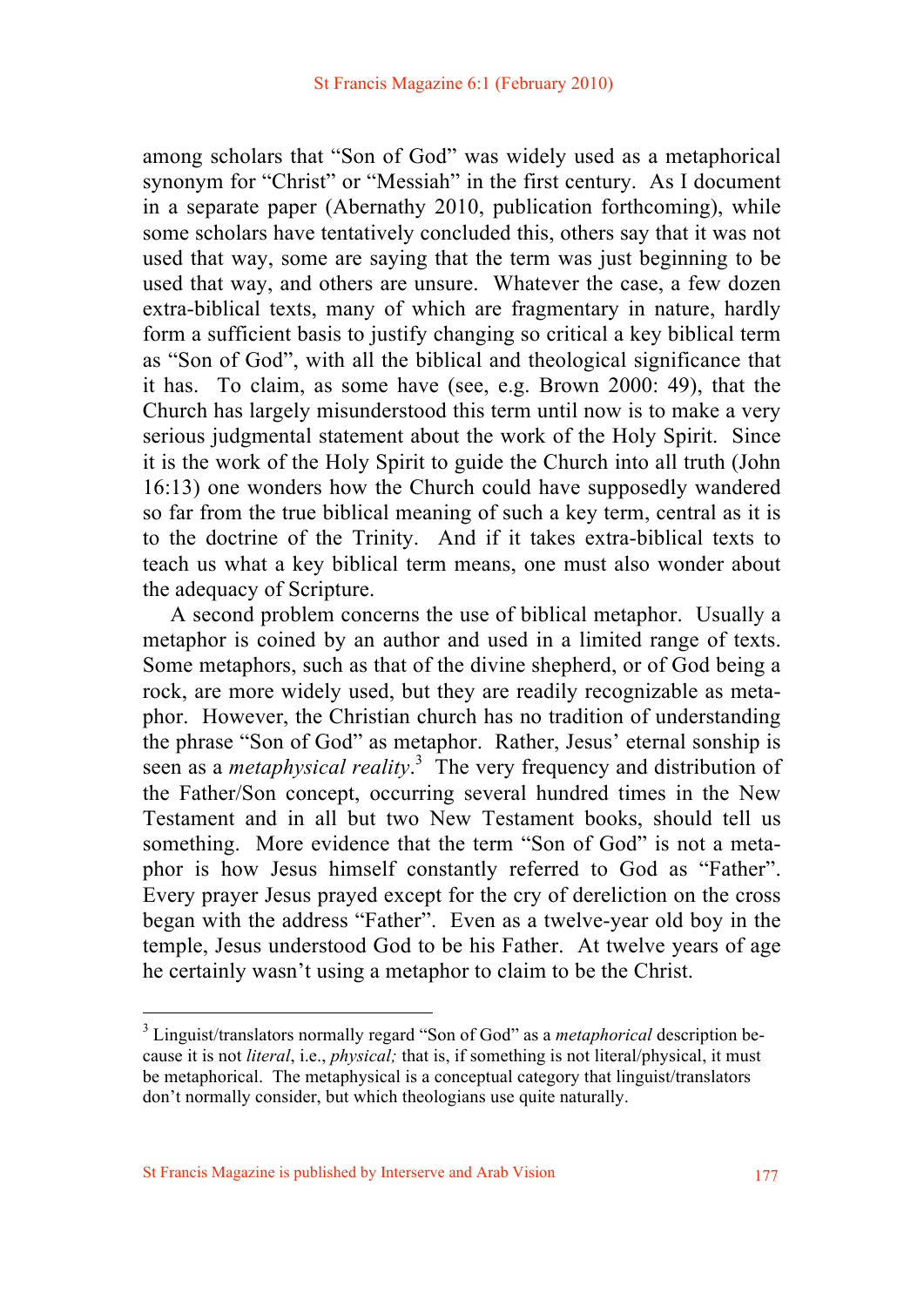among scholars that “Son of God” was widely used as a metaphorical synonym for “Christ” or “Messiah” in the first century. As I document in a separate paper (Abernathy 2010, publication forthcoming), while some scholars have tentatively concluded this, others say that it was not used that way, some are saying that the term was just beginning to be used that way, and others are unsure. Whatever the case, a few dozen extra-biblical texts, many of which are fragmentary in nature, hardly form a sufficient basis to justify changing so critical a key biblical term as “Son of God”, with all the biblical and theological significance that it has. To claim, as some have (see, e.g. Brown 2000: 49), that the Church has largely misunderstood this term until now is to make a very serious judgmental statement about the work of the Holy Spirit. Since it is the work of the Holy Spirit to guide the Church into all truth (John 16:13) one wonders how the Church could have supposedly wandered so far from the true biblical meaning of such a key term, central as it is to the doctrine of the Trinity. And if it takes extra-biblical texts to teach us what a key biblical term means, one must also wonder about the adequacy of Scripture.

A second problem concerns the use of biblical metaphor. Usually a metaphor is coined by an author and used in a limited range of texts. Some metaphors, such as that of the divine shepherd, or of God being a rock, are more widely used, but they are readily recognizable as metaphor. However, the Christian church has no tradition of understanding the phrase “Son of God” as metaphor. Rather, Jesus’ eternal sonship is seen as a *metaphysical reality*.[3] The very frequency and distribution of the Father/Son concept, occurring several hundred times in the New Testament and in all but two New Testament books, should tell us something. More evidence that the term “Son of God” is not a metaphor is how Jesus himself constantly referred to God as “Father”. Every prayer Jesus prayed except for the cry of dereliction on the cross began with the address “Father”. Even as a twelve-year old boy in the temple, Jesus understood God to be his Father. At twelve years of age he certainly wasn’t using a metaphor to claim to be the Christ.

---

[3] Linguist/translators normally regard “Son of God” as a *metaphorical* description because it is not *literal*, i.e., *physical;* that is, if something is not literal/physical, it must be metaphorical. The metaphysical is a conceptual category that linguist/translators don’t normally consider, but which theologians use quite naturally.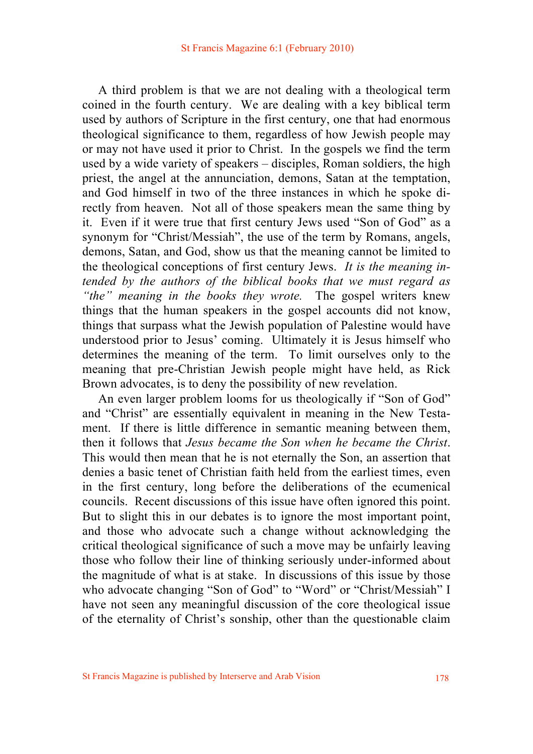A third problem is that we are not dealing with a theological term coined in the fourth century. We are dealing with a key biblical term used by authors of Scripture in the first century, one that had enormous theological significance to them, regardless of how Jewish people may or may not have used it prior to Christ. In the gospels we find the term used by a wide variety of speakers – disciples, Roman soldiers, the high priest, the angel at the annunciation, demons, Satan at the temptation, and God himself in two of the three instances in which he spoke directly from heaven. Not all of those speakers mean the same thing by it. Even if it were true that first century Jews used "Son of God" as a synonym for "Christ/Messiah", the use of the term by Romans, angels, demons, Satan, and God, show us that the meaning cannot be limited to the theological conceptions of first century Jews. *It is the meaning intended by the authors of the biblical books that we must regard as "the" meaning in the books they wrote.* The gospel writers knew things that the human speakers in the gospel accounts did not know, things that surpass what the Jewish population of Palestine would have understood prior to Jesus' coming. Ultimately it is Jesus himself who determines the meaning of the term. To limit ourselves only to the meaning that pre-Christian Jewish people might have held, as Rick Brown advocates, is to deny the possibility of new revelation.

An even larger problem looms for us theologically if "Son of God" and "Christ" are essentially equivalent in meaning in the New Testament. If there is little difference in semantic meaning between them, then it follows that *Jesus became the Son when he became the Christ*. This would then mean that he is not eternally the Son, an assertion that denies a basic tenet of Christian faith held from the earliest times, even in the first century, long before the deliberations of the ecumenical councils. Recent discussions of this issue have often ignored this point. But to slight this in our debates is to ignore the most important point, and those who advocate such a change without acknowledging the critical theological significance of such a move may be unfairly leaving those who follow their line of thinking seriously under-informed about the magnitude of what is at stake. In discussions of this issue by those who advocate changing "Son of God" to "Word" or "Christ/Messiah" I have not seen any meaningful discussion of the core theological issue of the eternality of Christ's sonship, other than the questionable claim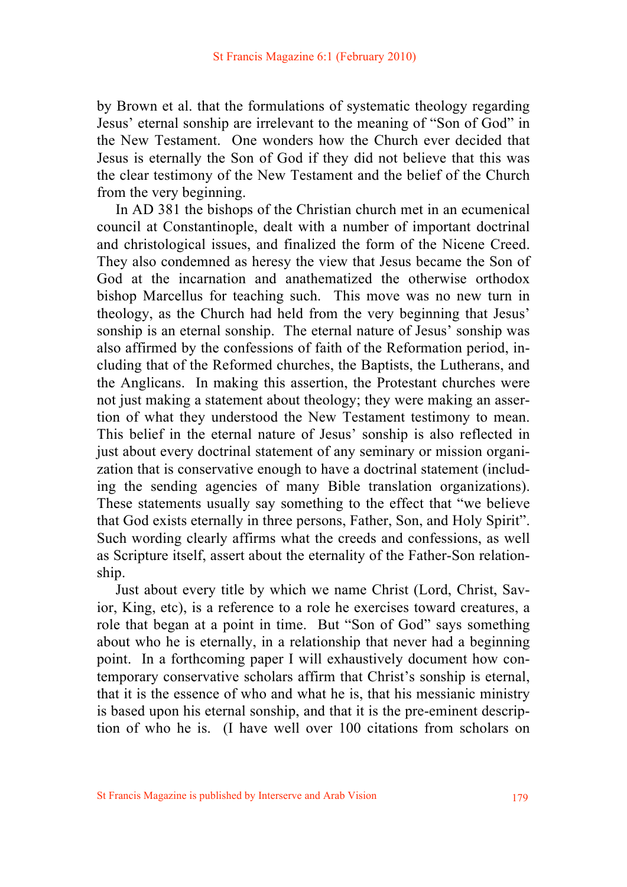by Brown et al. that the formulations of systematic theology regarding Jesus' eternal sonship are irrelevant to the meaning of "Son of God" in the New Testament. One wonders how the Church ever decided that Jesus is eternally the Son of God if they did not believe that this was the clear testimony of the New Testament and the belief of the Church from the very beginning.

In AD 381 the bishops of the Christian church met in an ecumenical council at Constantinople, dealt with a number of important doctrinal and christological issues, and finalized the form of the Nicene Creed. They also condemned as heresy the view that Jesus became the Son of God at the incarnation and anathematized the otherwise orthodox bishop Marcellus for teaching such. This move was no new turn in theology, as the Church had held from the very beginning that Jesus' sonship is an eternal sonship. The eternal nature of Jesus' sonship was also affirmed by the confessions of faith of the Reformation period, including that of the Reformed churches, the Baptists, the Lutherans, and the Anglicans. In making this assertion, the Protestant churches were not just making a statement about theology; they were making an assertion of what they understood the New Testament testimony to mean. This belief in the eternal nature of Jesus' sonship is also reflected in just about every doctrinal statement of any seminary or mission organization that is conservative enough to have a doctrinal statement (including the sending agencies of many Bible translation organizations). These statements usually say something to the effect that "we believe that God exists eternally in three persons, Father, Son, and Holy Spirit". Such wording clearly affirms what the creeds and confessions, as well as Scripture itself, assert about the eternality of the Father-Son relationship.

Just about every title by which we name Christ (Lord, Christ, Savior, King, etc), is a reference to a role he exercises toward creatures, a role that began at a point in time. But "Son of God" says something about who he is eternally, in a relationship that never had a beginning point. In a forthcoming paper I will exhaustively document how contemporary conservative scholars affirm that Christ's sonship is eternal, that it is the essence of who and what he is, that his messianic ministry is based upon his eternal sonship, and that it is the pre-eminent description of who he is. (I have well over 100 citations from scholars on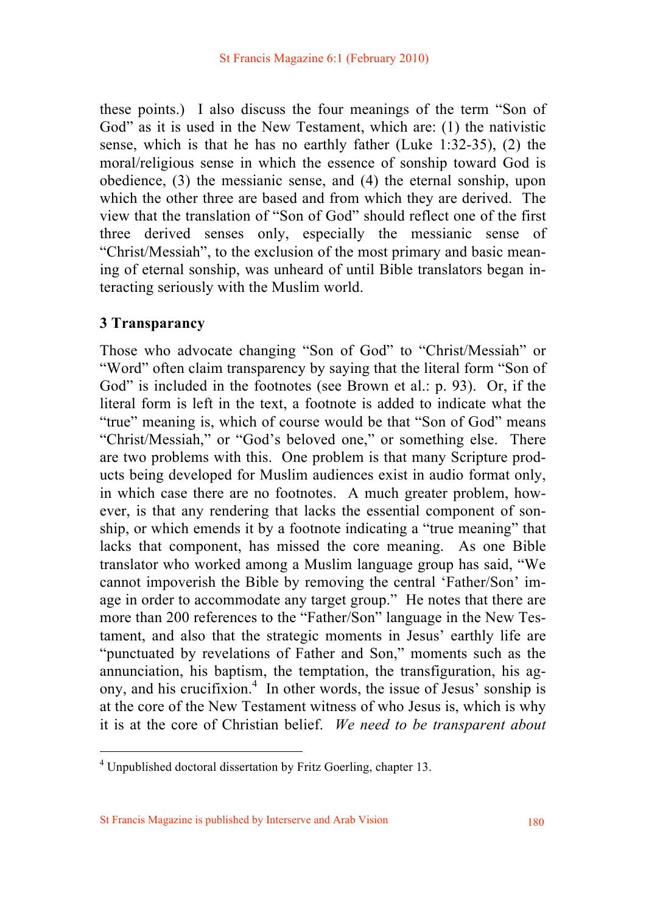these points.) I also discuss the four meanings of the term "Son of God" as it is used in the New Testament, which are: (1) the nativistic sense, which is that he has no earthly father (Luke 1:32-35), (2) the moral/religious sense in which the essence of sonship toward God is obedience, (3) the messianic sense, and (4) the eternal sonship, upon which the other three are based and from which they are derived. The view that the translation of "Son of God" should reflect one of the first three derived senses only, especially the messianic sense of "Christ/Messiah", to the exclusion of the most primary and basic meaning of eternal sonship, was unheard of until Bible translators began interacting seriously with the Muslim world.

## 3 Transparancy

Those who advocate changing "Son of God" to "Christ/Messiah" or "Word" often claim transparency by saying that the literal form "Son of God" is included in the footnotes (see Brown et al.: p. 93). Or, if the literal form is left in the text, a footnote is added to indicate what the "true" meaning is, which of course would be that "Son of God" means "Christ/Messiah," or "God's beloved one," or something else. There are two problems with this. One problem is that many Scripture products being developed for Muslim audiences exist in audio format only, in which case there are no footnotes. A much greater problem, however, is that any rendering that lacks the essential component of sonship, or which emends it by a footnote indicating a "true meaning" that lacks that component, has missed the core meaning. As one Bible translator who worked among a Muslim language group has said, "We cannot impoverish the Bible by removing the central 'Father/Son' image in order to accommodate any target group." He notes that there are more than 200 references to the "Father/Son" language in the New Testament, and also that the strategic moments in Jesus' earthly life are "punctuated by revelations of Father and Son," moments such as the annunciation, his baptism, the temptation, the transfiguration, his agony, and his crucifixion.[4] In other words, the issue of Jesus' sonship is at the core of the New Testament witness of who Jesus is, which is why it is at the core of Christian belief. *We need to be transparent about*

[4] Unpublished doctoral dissertation by Fritz Goerling, chapter 13.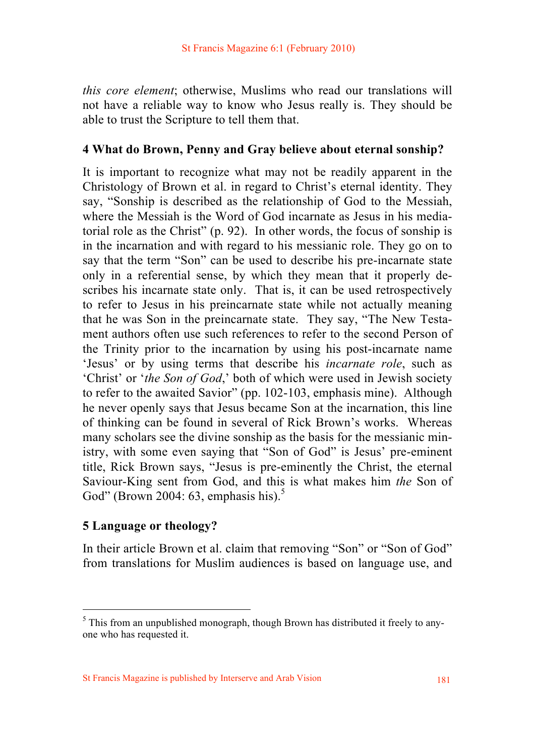*this core element*; otherwise, Muslims who read our translations will not have a reliable way to know who Jesus really is. They should be able to trust the Scripture to tell them that.

## 4 What do Brown, Penny and Gray believe about eternal sonship?

It is important to recognize what may not be readily apparent in the Christology of Brown et al. in regard to Christ's eternal identity. They say, "Sonship is described as the relationship of God to the Messiah, where the Messiah is the Word of God incarnate as Jesus in his mediatorial role as the Christ" (p. 92). In other words, the focus of sonship is in the incarnation and with regard to his messianic role. They go on to say that the term "Son" can be used to describe his pre-incarnate state only in a referential sense, by which they mean that it properly describes his incarnate state only. That is, it can be used retrospectively to refer to Jesus in his preincarnate state while not actually meaning that he was Son in the preincarnate state. They say, "The New Testament authors often use such references to refer to the second Person of the Trinity prior to the incarnation by using his post-incarnate name 'Jesus' or by using terms that describe his *incarnate role*, such as 'Christ' or '*the Son of God*,' both of which were used in Jewish society to refer to the awaited Savior" (pp. 102-103, emphasis mine). Although he never openly says that Jesus became Son at the incarnation, this line of thinking can be found in several of Rick Brown's works. Whereas many scholars see the divine sonship as the basis for the messianic ministry, with some even saying that "Son of God" is Jesus' pre-eminent title, Rick Brown says, "Jesus is pre-eminently the Christ, the eternal Saviour-King sent from God, and this is what makes him *the* Son of God" (Brown 2004: 63, emphasis his).[5]

## 5 Language or theology?

In their article Brown et al. claim that removing "Son" or "Son of God" from translations for Muslim audiences is based on language use, and

[5] This from an unpublished monograph, though Brown has distributed it freely to anyone who has requested it.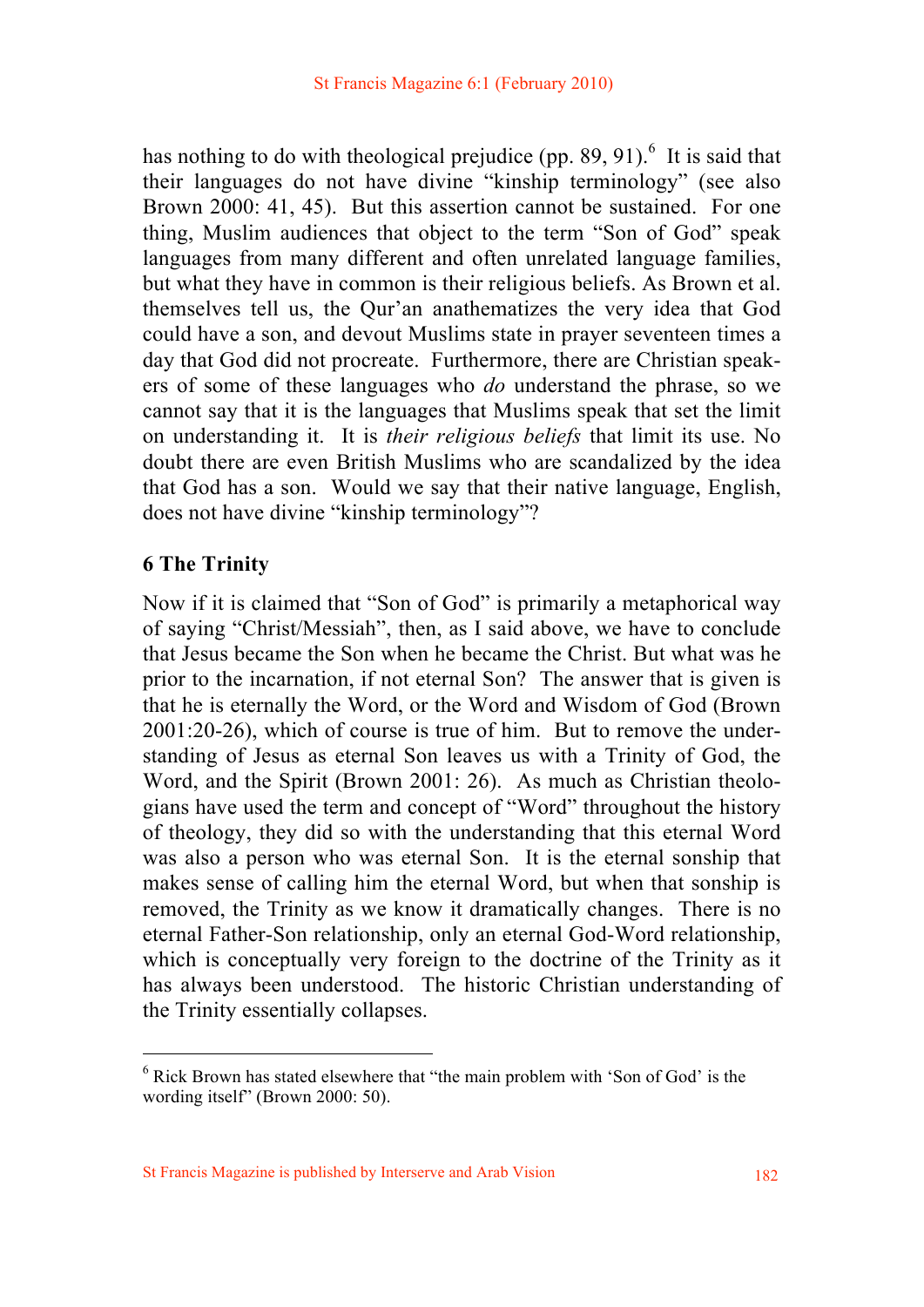has nothing to do with theological prejudice (pp. 89, 91).[6] It is said that their languages do not have divine "kinship terminology" (see also Brown 2000: 41, 45). But this assertion cannot be sustained. For one thing, Muslim audiences that object to the term "Son of God" speak languages from many different and often unrelated language families, but what they have in common is their religious beliefs. As Brown et al. themselves tell us, the Qur'an anathematizes the very idea that God could have a son, and devout Muslims state in prayer seventeen times a day that God did not procreate. Furthermore, there are Christian speakers of some of these languages who *do* understand the phrase, so we cannot say that it is the languages that Muslims speak that set the limit on understanding it. It is *their religious beliefs* that limit its use. No doubt there are even British Muslims who are scandalized by the idea that God has a son. Would we say that their native language, English, does not have divine "kinship terminology"?

## 6 The Trinity

Now if it is claimed that "Son of God" is primarily a metaphorical way of saying "Christ/Messiah", then, as I said above, we have to conclude that Jesus became the Son when he became the Christ. But what was he prior to the incarnation, if not eternal Son? The answer that is given is that he is eternally the Word, or the Word and Wisdom of God (Brown 2001:20-26), which of course is true of him. But to remove the understanding of Jesus as eternal Son leaves us with a Trinity of God, the Word, and the Spirit (Brown 2001: 26). As much as Christian theologians have used the term and concept of "Word" throughout the history of theology, they did so with the understanding that this eternal Word was also a person who was eternal Son. It is the eternal sonship that makes sense of calling him the eternal Word, but when that sonship is removed, the Trinity as we know it dramatically changes. There is no eternal Father-Son relationship, only an eternal God-Word relationship, which is conceptually very foreign to the doctrine of the Trinity as it has always been understood. The historic Christian understanding of the Trinity essentially collapses.

---

[6] Rick Brown has stated elsewhere that "the main problem with 'Son of God' is the wording itself" (Brown 2000: 50).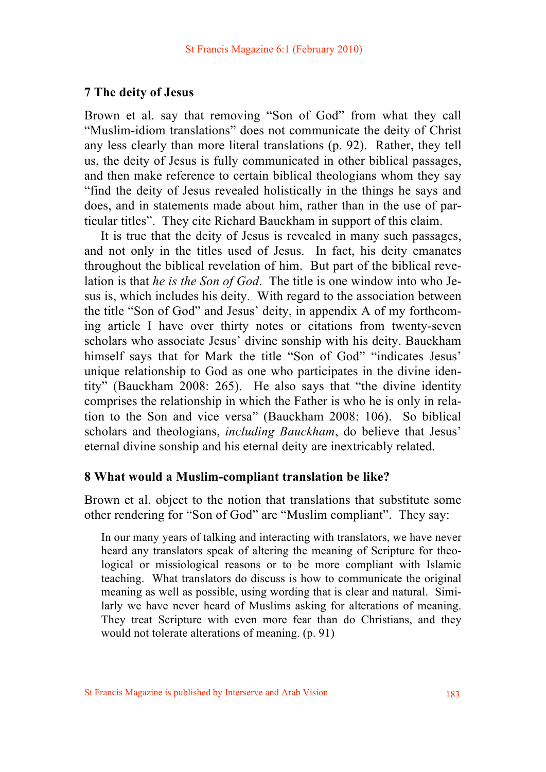## 7 The deity of Jesus

Brown et al. say that removing "Son of God" from what they call "Muslim-idiom translations" does not communicate the deity of Christ any less clearly than more literal translations (p. 92). Rather, they tell us, the deity of Jesus is fully communicated in other biblical passages, and then make reference to certain biblical theologians whom they say "find the deity of Jesus revealed holistically in the things he says and does, and in statements made about him, rather than in the use of particular titles". They cite Richard Bauckham in support of this claim.

It is true that the deity of Jesus is revealed in many such passages, and not only in the titles used of Jesus. In fact, his deity emanates throughout the biblical revelation of him. But part of the biblical revelation is that *he is the Son of God*. The title is one window into who Jesus is, which includes his deity. With regard to the association between the title "Son of God" and Jesus' deity, in appendix A of my forthcoming article I have over thirty notes or citations from twenty-seven scholars who associate Jesus' divine sonship with his deity. Bauckham himself says that for Mark the title "Son of God" "indicates Jesus' unique relationship to God as one who participates in the divine identity" (Bauckham 2008: 265). He also says that "the divine identity comprises the relationship in which the Father is who he is only in relation to the Son and vice versa" (Bauckham 2008: 106). So biblical scholars and theologians, *including Bauckham*, do believe that Jesus' eternal divine sonship and his eternal deity are inextricably related.

## 8 What would a Muslim-compliant translation be like?

Brown et al. object to the notion that translations that substitute some other rendering for "Son of God" are "Muslim compliant". They say:

> In our many years of talking and interacting with translators, we have never heard any translators speak of altering the meaning of Scripture for theological or missiological reasons or to be more compliant with Islamic teaching. What translators do discuss is how to communicate the original meaning as well as possible, using wording that is clear and natural. Similarly we have never heard of Muslims asking for alterations of meaning. They treat Scripture with even more fear than do Christians, and they would not tolerate alterations of meaning. (p. 91)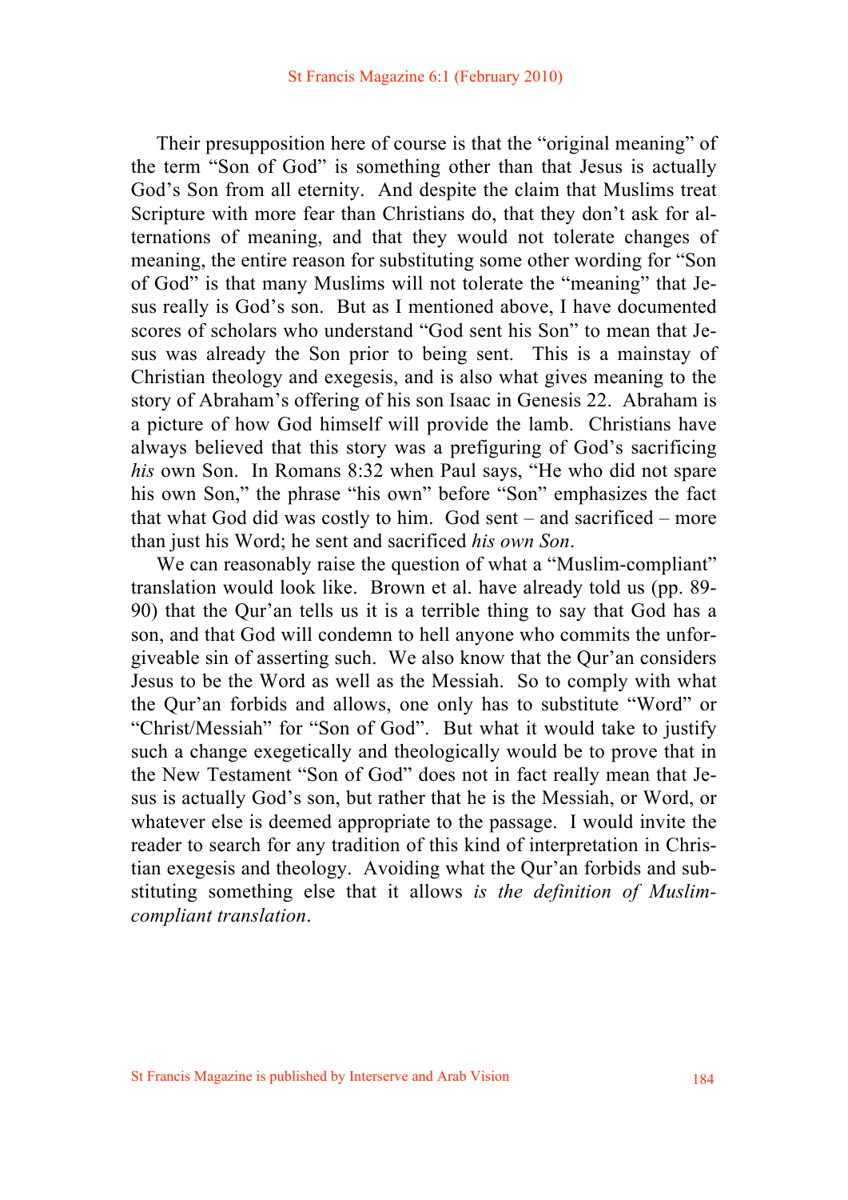Their presupposition here of course is that the "original meaning" of the term "Son of God" is something other than that Jesus is actually God's Son from all eternity. And despite the claim that Muslims treat Scripture with more fear than Christians do, that they don't ask for alternations of meaning, and that they would not tolerate changes of meaning, the entire reason for substituting some other wording for "Son of God" is that many Muslims will not tolerate the "meaning" that Jesus really is God's son. But as I mentioned above, I have documented scores of scholars who understand "God sent his Son" to mean that Jesus was already the Son prior to being sent. This is a mainstay of Christian theology and exegesis, and is also what gives meaning to the story of Abraham's offering of his son Isaac in Genesis 22. Abraham is a picture of how God himself will provide the lamb. Christians have always believed that this story was a prefiguring of God's sacrificing *his* own Son. In Romans 8:32 when Paul says, "He who did not spare his own Son," the phrase "his own" before "Son" emphasizes the fact that what God did was costly to him. God sent – and sacrificed – more than just his Word; he sent and sacrificed *his own Son*.

We can reasonably raise the question of what a "Muslim-compliant" translation would like. Brown et al. have already told us (pp. 89-90) that the Qur'an tells us it is a terrible thing to say that God has a son, and that God will condemn to hell anyone who commits the unforgiveable sin of asserting such. We also know that the Qur'an considers Jesus to be the Word as well as the Messiah. So to comply with what the Qur'an forbids and allows, one only has to substitute "Word" or "Christ/Messiah" for "Son of God". But what it would take to justify such a change exegetically and theologically would be to prove that in the New Testament "Son of God" does not in fact really mean that Jesus is actually God's son, but rather that he is the Messiah, or Word, or whatever else is deemed appropriate to the passage. I would invite the reader to search for any tradition of this kind of interpretation in Christian exegesis and theology. Avoiding what the Qur'an forbids and substituting something else that it allows *is the definition of Muslim-compliant translation*.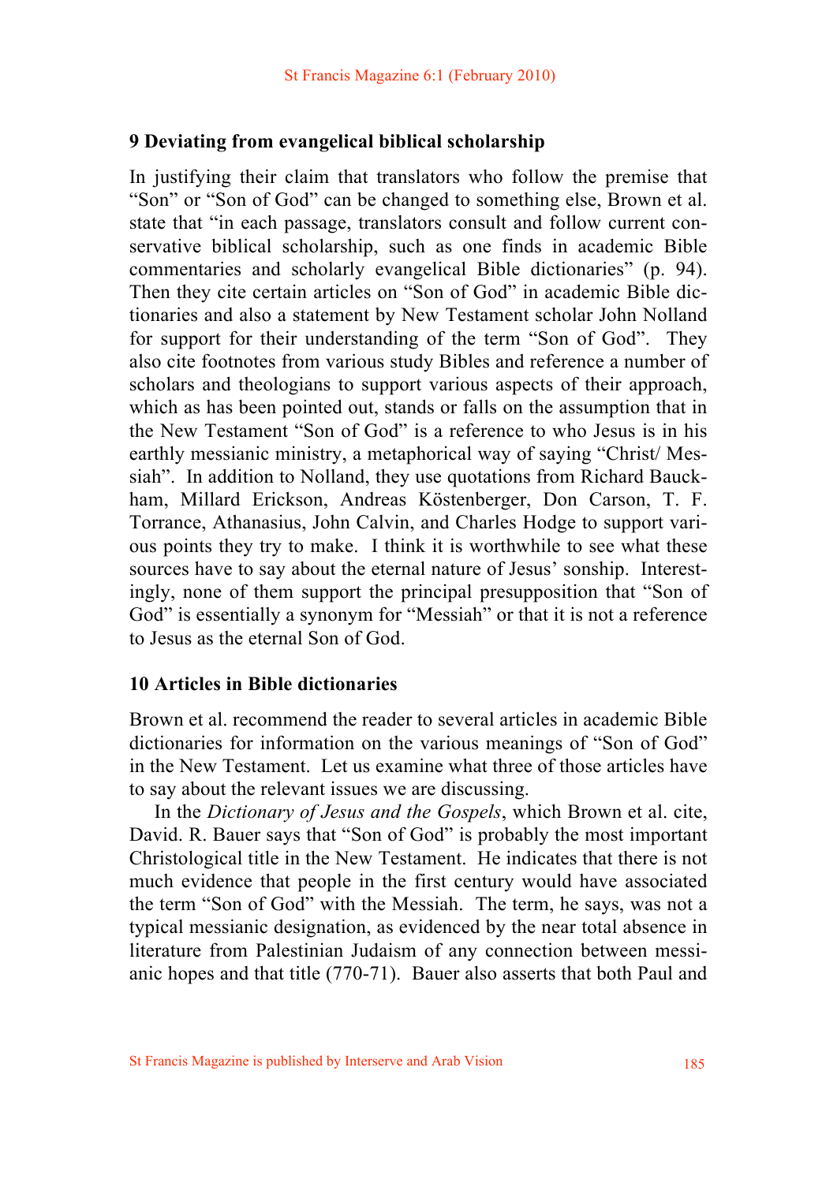## 9 Deviating from evangelical biblical scholarship

In justifying their claim that translators who follow the premise that "Son" or "Son of God" can be changed to something else, Brown et al. state that "in each passage, translators consult and follow current conservative biblical scholarship, such as one finds in academic Bible commentaries and scholarly evangelical Bible dictionaries" (p. 94). Then they cite certain articles on "Son of God" in academic Bible dictionaries and also a statement by New Testament scholar John Nolland for support for their understanding of the term "Son of God". They also cite footnotes from various study Bibles and reference a number of scholars and theologians to support various aspects of their approach, which as has been pointed out, stands or falls on the assumption that in the New Testament "Son of God" is a reference to who Jesus is in his earthly messianic ministry, a metaphorical way of saying "Christ/ Messiah". In addition to Nolland, they use quotations from Richard Bauckham, Millard Erickson, Andreas Köstenberger, Don Carson, T. F. Torrance, Athanasius, John Calvin, and Charles Hodge to support various points they try to make. I think it is worthwhile to see what these sources have to say about the eternal nature of Jesus' sonship. Interestingly, none of them support the principal presupposition that "Son of God" is essentially a synonym for "Messiah" or that it is not a reference to Jesus as the eternal Son of God.

## 10 Articles in Bible dictionaries

Brown et al. recommend the reader to several articles in academic Bible dictionaries for information on the various meanings of "Son of God" in the New Testament. Let us examine what three of those articles have to say about the relevant issues we are discussing.

In the *Dictionary of Jesus and the Gospels*, which Brown et al. cite, David. R. Bauer says that "Son of God" is probably the most important Christological title in the New Testament. He indicates that there is not much evidence that people in the first century would have associated the term "Son of God" with the Messiah. The term, he says, was not a typical messianic designation, as evidenced by the near total absence in literature from Palestinian Judaism of any connection between messianic hopes and that title (770-71). Bauer also asserts that both Paul and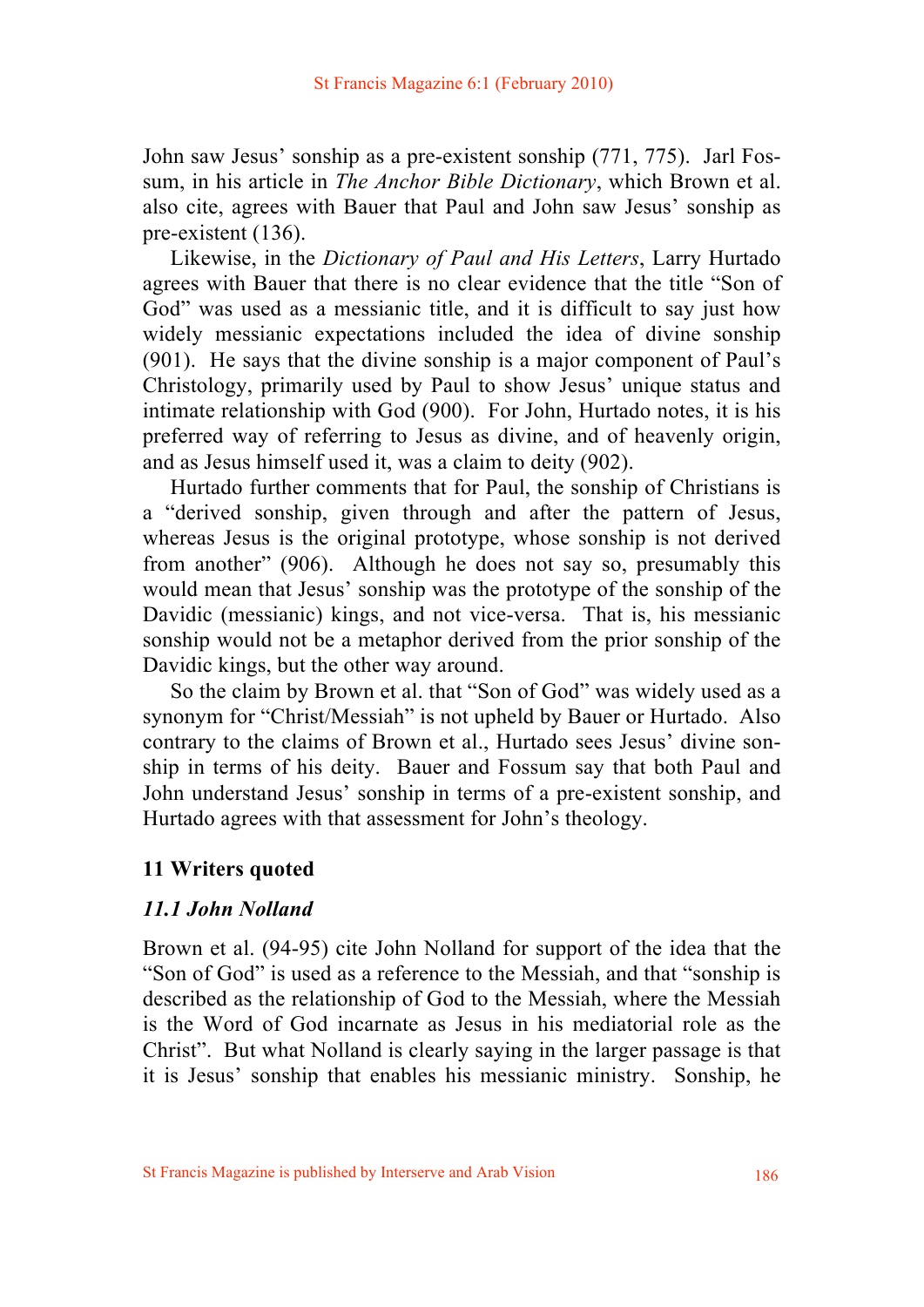John saw Jesus' sonship as a pre-existent sonship (771, 775). Jarl Fossum, in his article in *The Anchor Bible Dictionary*, which Brown et al. also cite, agrees with Bauer that Paul and John saw Jesus' sonship as pre-existent (136).

Likewise, in the *Dictionary of Paul and His Letters*, Larry Hurtado agrees with Bauer that there is no clear evidence that the title "Son of God" was used as a messianic title, and it is difficult to say just how widely messianic expectations included the idea of divine sonship (901). He says that the divine sonship is a major component of Paul's Christology, primarily used by Paul to show Jesus' unique status and intimate relationship with God (900). For John, Hurtado notes, it is his preferred way of referring to Jesus as divine, and of heavenly origin, and as Jesus himself used it, was a claim to deity (902).

Hurtado further comments that for Paul, the sonship of Christians is a "derived sonship, given through and after the pattern of Jesus, whereas Jesus is the original prototype, whose sonship is not derived from another" (906). Although he does not say so, presumably this would mean that Jesus' sonship was the prototype of the sonship of the Davidic (messianic) kings, and not vice-versa. That is, his messianic sonship would not be a metaphor derived from the prior sonship of the Davidic kings, but the other way around.

So the claim by Brown et al. that "Son of God" was widely used as a synonym for "Christ/Messiah" is not upheld by Bauer or Hurtado. Also contrary to the claims of Brown et al., Hurtado sees Jesus' divine sonship in terms of his deity. Bauer and Fossum say that both Paul and John understand Jesus' sonship in terms of a pre-existent sonship, and Hurtado agrees with that assessment for John's theology.

## 11 Writers quoted

### *11.1 John Nolland*

Brown et al. (94-95) cite John Nolland for support of the idea that the "Son of God" is used as a reference to the Messiah, and that "sonship is described as the relationship of God to the Messiah, where the Messiah is the Word of God incarnate as Jesus in his mediatorial role as the Christ". But what Nolland is clearly saying in the larger passage is that it is Jesus' sonship that enables his messianic ministry. Sonship, he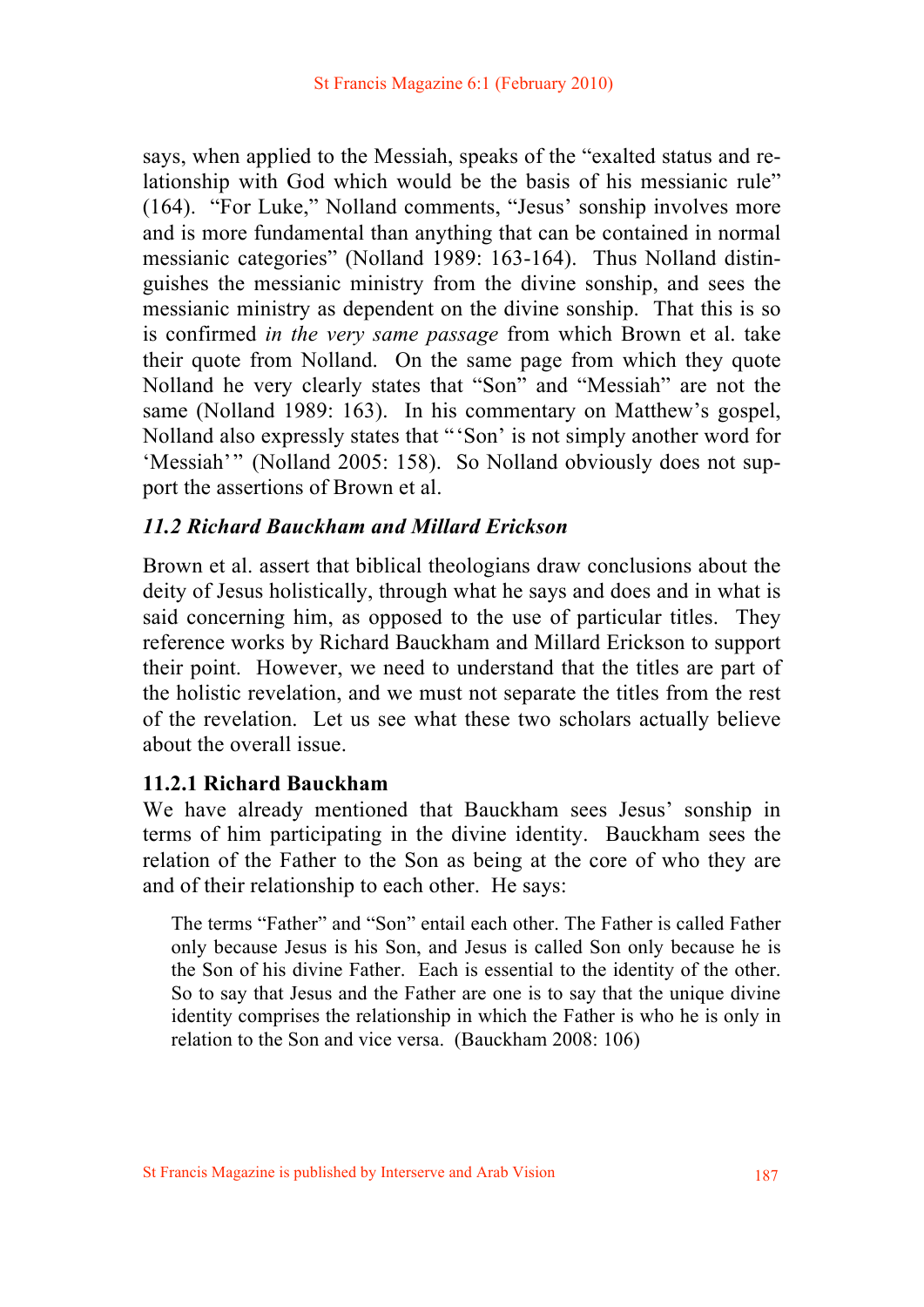says, when applied to the Messiah, speaks of the "exalted status and relationship with God which would be the basis of his messianic rule" (164). "For Luke," Nolland comments, "Jesus' sonship involves more and is more fundamental than anything that can be contained in normal messianic categories" (Nolland 1989: 163-164). Thus Nolland distinguishes the messianic ministry from the divine sonship, and sees the messianic ministry as dependent on the divine sonship. That this is so is confirmed *in the very same passage* from which Brown et al. take their quote from Nolland. On the same page from which they quote Nolland he very clearly states that "Son" and "Messiah" are not the same (Nolland 1989: 163). In his commentary on Matthew's gospel, Nolland also expressly states that "'Son' is not simply another word for 'Messiah'" (Nolland 2005: 158). So Nolland obviously does not support the assertions of Brown et al.

### *11.2 Richard Bauckham and Millard Erickson*

Brown et al. assert that biblical theologians draw conclusions about the deity of Jesus holistically, through what he says and does and in what is said concerning him, as opposed to the use of particular titles. They reference works by Richard Bauckham and Millard Erickson to support their point. However, we need to understand that the titles are part of the holistic revelation, and we must not separate the titles from the rest of the revelation. Let us see what these two scholars actually believe about the overall issue.

#### 11.2.1 Richard Bauckham

We have already mentioned that Bauckham sees Jesus' sonship in terms of him participating in the divine identity. Bauckham sees the relation of the Father to the Son as being at the core of who they are and of their relationship to each other. He says:

> The terms "Father" and "Son" entail each other. The Father is called Father only because Jesus is his Son, and Jesus is called Son only because he is the Son of his divine Father. Each is essential to the identity of the other. So to say that Jesus and the Father are one is to say that the unique divine identity comprises the relationship in which the Father is who he is only in relation to the Son and vice versa. (Bauckham 2008: 106)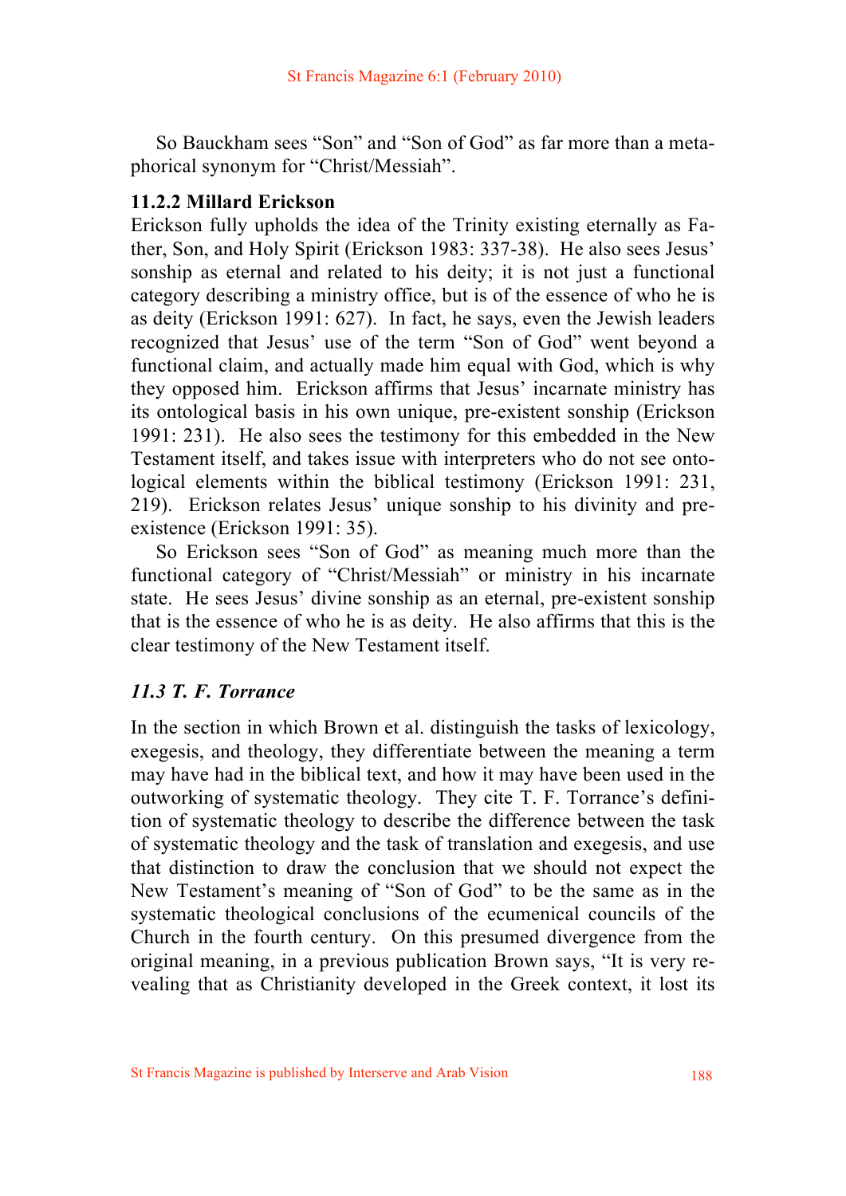So Bauckham sees "Son" and "Son of God" as far more than a metaphorical synonym for "Christ/Messiah".

### 11.2.2 Millard Erickson

Erickson fully upholds the idea of the Trinity existing eternally as Father, Son, and Holy Spirit (Erickson 1983: 337-38). He also sees Jesus' sonship as eternal and related to his deity; it is not just a functional category describing a ministry office, but is of the essence of who he is as deity (Erickson 1991: 627). In fact, he says, even the Jewish leaders recognized that Jesus' use of the term "Son of God" went beyond a functional claim, and actually made him equal with God, which is why they opposed him. Erickson affirms that Jesus' incarnate ministry has its ontological basis in his own unique, pre-existent sonship (Erickson 1991: 231). He also sees the testimony for this embedded in the New Testament itself, and takes issue with interpreters who do not see ontological elements within the biblical testimony (Erickson 1991: 231, 219). Erickson relates Jesus' unique sonship to his divinity and pre-existence (Erickson 1991: 35).

So Erickson sees "Son of God" as meaning much more than the functional category of "Christ/Messiah" or ministry in his incarnate state. He sees Jesus' divine sonship as an eternal, pre-existent sonship that is the essence of who he is as deity. He also affirms that this is the clear testimony of the New Testament itself.

## *11.3 T. F. Torrance*

In the section in which Brown et al. distinguish the tasks of lexicology, exegesis, and theology, they differentiate between the meaning a term may have had in the biblical text, and how it may have been used in the outworking of systematic theology. They cite T. F. Torrance's definition of systematic theology to describe the difference between the task of systematic theology and the task of translation and exegesis, and use that distinction to draw the conclusion that we should not expect the New Testament's meaning of "Son of God" to be the same as in the systematic theological conclusions of the ecumenical councils of the Church in the fourth century. On this presumed divergence from the original meaning, in a previous publication Brown says, "It is very revealing that as Christianity developed in the Greek context, it lost its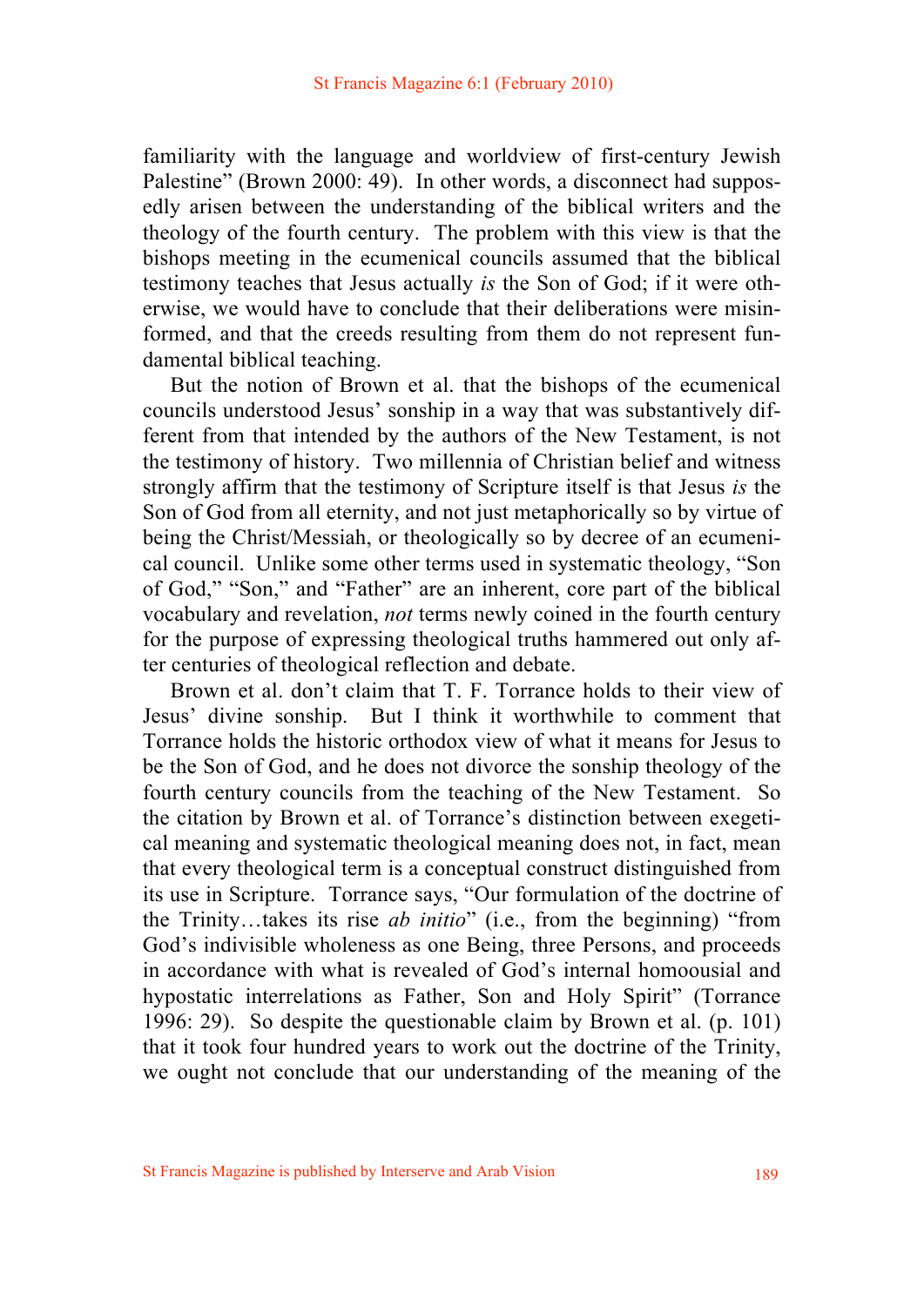familiarity with the language and worldview of first-century Jewish Palestine" (Brown 2000: 49). In other words, a disconnect had supposedly arisen between the understanding of the biblical writers and the theology of the fourth century. The problem with this view is that the bishops meeting in the ecumenical councils assumed that the biblical testimony teaches that Jesus actually *is* the Son of God; if it were otherwise, we would have to conclude that their deliberations were misinformed, and that the creeds resulting from them do not represent fundamental biblical teaching.

But the notion of Brown et al. that the bishops of the ecumenical councils understood Jesus' sonship in a way that was substantively different from that intended by the authors of the New Testament, is not the testimony of history. Two millennia of Christian belief and witness strongly affirm that the testimony of Scripture itself is that Jesus *is* the Son of God from all eternity, and not just metaphorically so by virtue of being the Christ/Messiah, or theologically so by decree of an ecumenical council. Unlike some other terms used in systematic theology, "Son of God," "Son," and "Father" are an inherent, core part of the biblical vocabulary and revelation, *not* terms newly coined in the fourth century for the purpose of expressing theological truths hammered out only after centuries of theological reflection and debate.

Brown et al. don't claim that T. F. Torrance holds to their view of Jesus' divine sonship. But I think it worthwhile to comment that Torrance holds the historic orthodox view of what it means for Jesus to be the Son of God, and he does not divorce the sonship theology of the fourth century councils from the teaching of the New Testament. So the citation by Brown et al. of Torrance's distinction between exegetical meaning and systematic theological meaning does not, in fact, mean that every theological term is a conceptual construct distinguished from its use in Scripture. Torrance says, "Our formulation of the doctrine of the Trinity…takes its rise *ab initio*" (i.e., from the beginning) "from God's indivisible wholeness as one Being, three Persons, and proceeds in accordance with what is revealed of God's internal homoousial and hypostatic interrelations as Father, Son and Holy Spirit" (Torrance 1996: 29). So despite the questionable claim by Brown et al. (p. 101) that it took four hundred years to work out the doctrine of the Trinity, we ought not conclude that our understanding of the meaning of the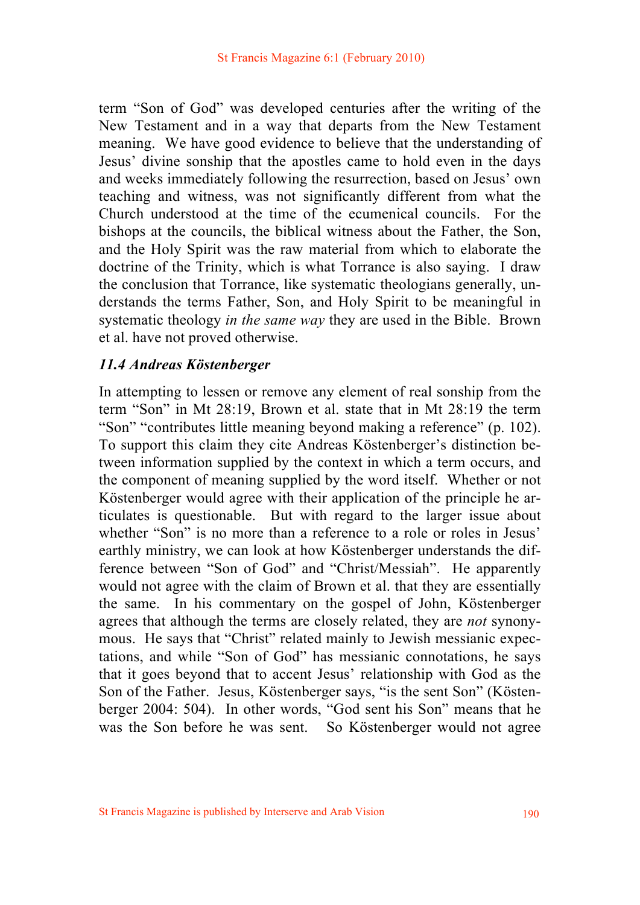term “Son of God” was developed centuries after the writing of the New Testament and in a way that departs from the New Testament meaning. We have good evidence to believe that the understanding of Jesus’ divine sonship that the apostles came to hold even in the days and weeks immediately following the resurrection, based on Jesus’ own teaching and witness, was not significantly different from what the Church understood at the time of the ecumenical councils. For the bishops at the councils, the biblical witness about the Father, the Son, and the Holy Spirit was the raw material from which to elaborate the doctrine of the Trinity, which is what Torrance is also saying. I draw the conclusion that Torrance, like systematic theologians generally, understands the terms Father, Son, and Holy Spirit to be meaningful in systematic theology *in the same way* they are used in the Bible. Brown et al. have not proved otherwise.

### *11.4 Andreas Köstenberger*

In attempting to lessen or remove any element of real sonship from the term “Son” in Mt 28:19, Brown et al. state that in Mt 28:19 the term “Son” “contributes little meaning beyond making a reference” (p. 102). To support this claim they cite Andreas Köstenberger’s distinction between information supplied by the context in which a term occurs, and the component of meaning supplied by the word itself. Whether or not Köstenberger would agree with their application of the principle he articulates is questionable. But with regard to the larger issue about whether “Son” is no more than a reference to a role or roles in Jesus’ earthly ministry, we can look at how Köstenberger understands the difference between “Son of God” and “Christ/Messiah”. He apparently would not agree with the claim of Brown et al. that they are essentially the same. In his commentary on the gospel of John, Köstenberger agrees that although the terms are closely related, they are *not* synonymous. He says that “Christ” related mainly to Jewish messianic expectations, and while “Son of God” has messianic connotations, he says that it goes beyond that to accent Jesus’ relationship with God as the Son of the Father. Jesus, Köstenberger says, “is the sent Son” (Köstenberger 2004: 504). In other words, “God sent his Son” means that he was the Son before he was sent. So Köstenberger would not agree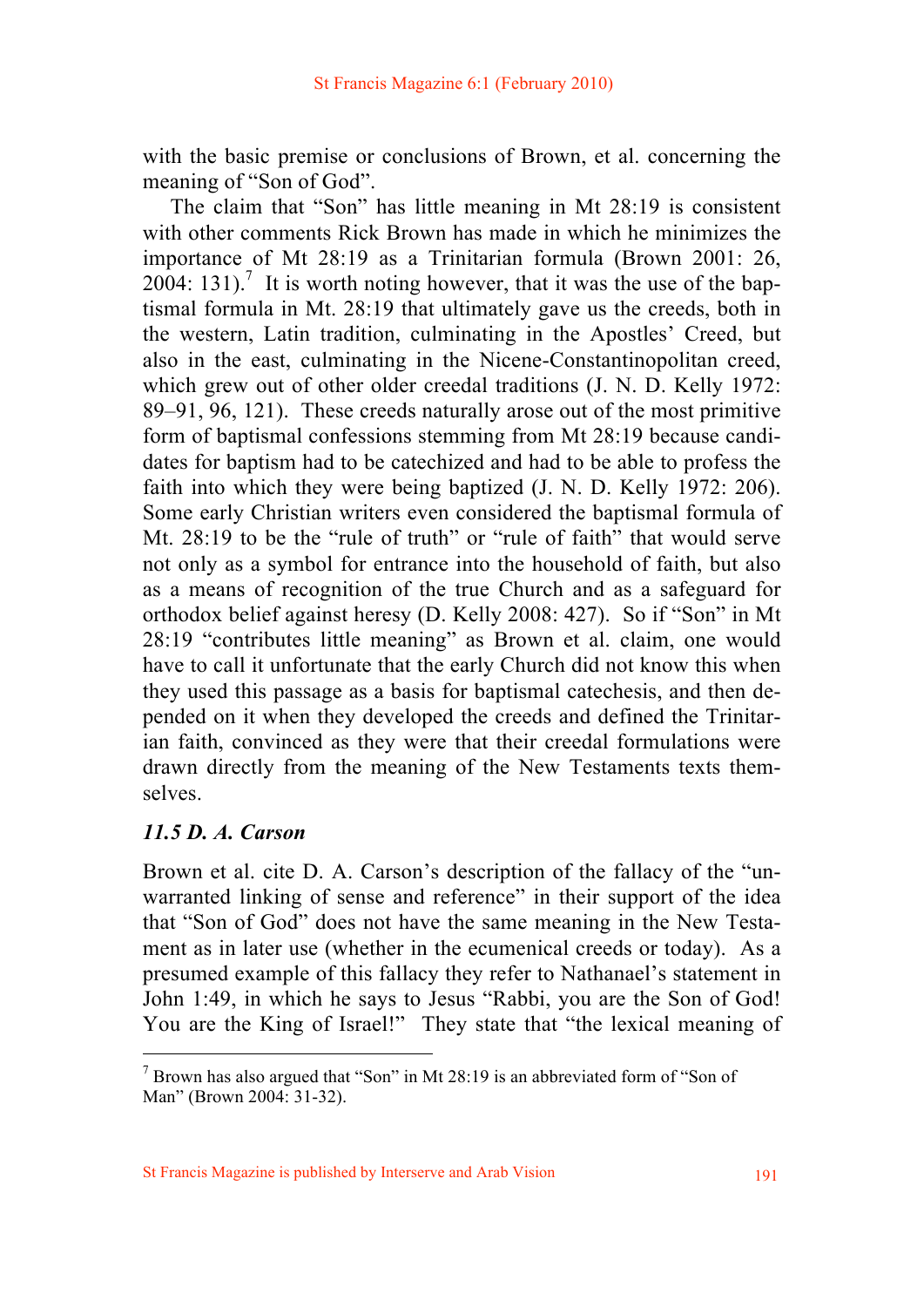with the basic premise or conclusions of Brown, et al. concerning the meaning of "Son of God".

The claim that "Son" has little meaning in Mt 28:19 is consistent with other comments Rick Brown has made in which he minimizes the importance of Mt 28:19 as a Trinitarian formula (Brown 2001: 26, 2004: 131).[7] It is worth noting however, that it was the use of the baptismal formula in Mt. 28:19 that ultimately gave us the creeds, both in the western, Latin tradition, culminating in the Apostles' Creed, but also in the east, culminating in the Nicene-Constantinopolitan creed, which grew out of other older creedal traditions (J. N. D. Kelly 1972: 89–91, 96, 121). These creeds naturally arose out of the most primitive form of baptismal confessions stemming from Mt 28:19 because candidates for baptism had to be catechized and had to be able to profess the faith into which they were being baptized (J. N. D. Kelly 1972: 206). Some early Christian writers even considered the baptismal formula of Mt. 28:19 to be the "rule of truth" or "rule of faith" that would serve not only as a symbol for entrance into the household of faith, but also as a means of recognition of the true Church and as a safeguard for orthodox belief against heresy (D. Kelly 2008: 427). So if "Son" in Mt 28:19 "contributes little meaning" as Brown et al. claim, one would have to call it unfortunate that the early Church did not know this when they used this passage as a basis for baptismal catechesis, and then depended on it when they developed the creeds and defined the Trinitarian faith, convinced as they were that their creedal formulations were drawn directly from the meaning of the New Testaments texts themselves.

### *11.5 D. A. Carson*

Brown et al. cite D. A. Carson's description of the fallacy of the "unwarranted linking of sense and reference" in their support of the idea that "Son of God" does not have the same meaning in the New Testament as in later use (whether in the ecumenical creeds or today). As a presumed example of this fallacy they refer to Nathanael's statement in John 1:49, in which he says to Jesus "Rabbi, you are the Son of God! You are the King of Israel!" They state that "the lexical meaning of

---

[7] Brown has also argued that "Son" in Mt 28:19 is an abbreviated form of "Son of Man" (Brown 2004: 31-32).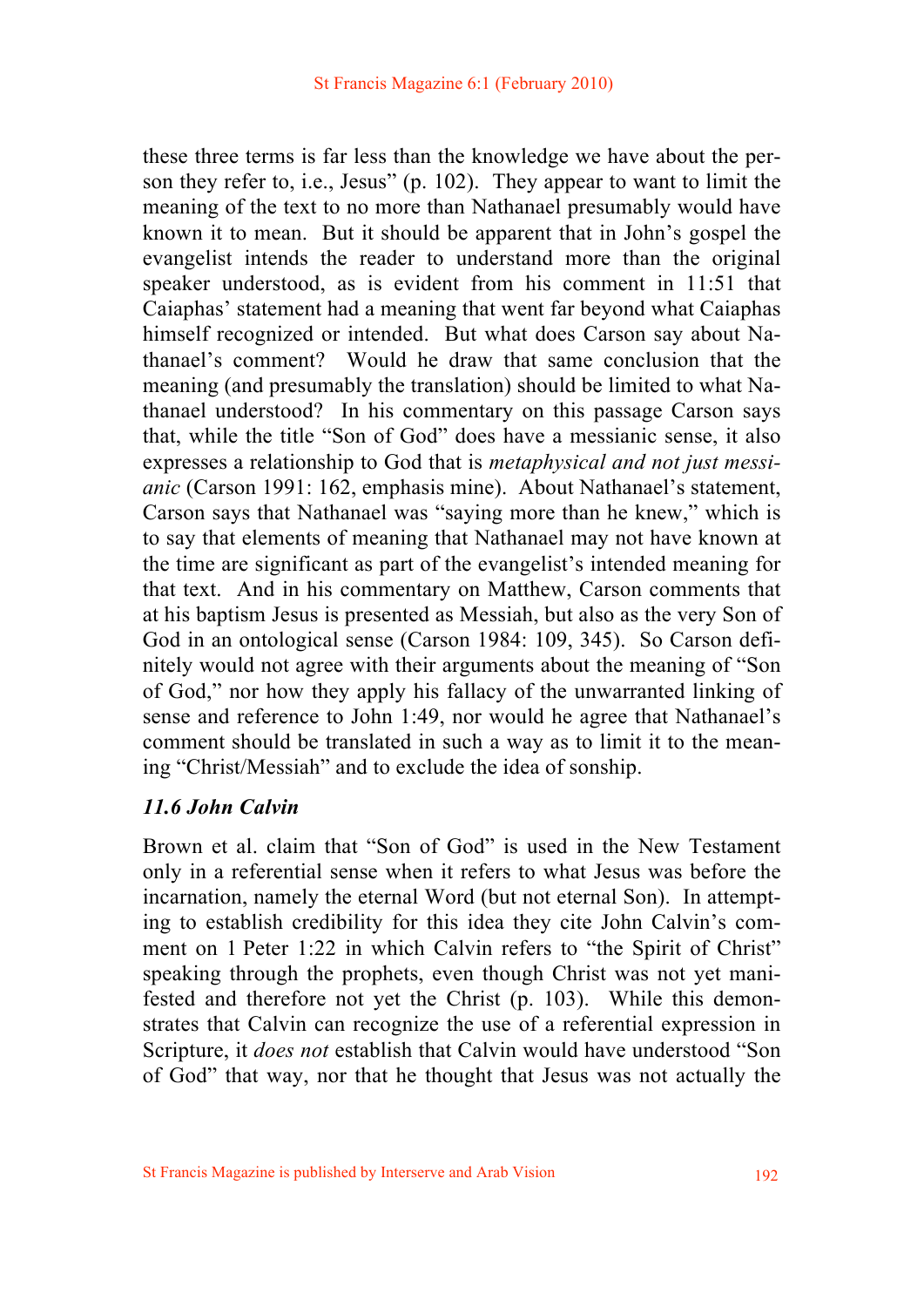these three terms is far less than the knowledge we have about the person they refer to, i.e., Jesus" (p. 102). They appear to want to limit the meaning of the text to no more than Nathanael presumably would have known it to mean. But it should be apparent that in John's gospel the evangelist intends the reader to understand more than the original speaker understood, as is evident from his comment in 11:51 that Caiaphas' statement had a meaning that went far beyond what Caiaphas himself recognized or intended. But what does Carson say about Nathanael's comment? Would he draw that same conclusion that the meaning (and presumably the translation) should be limited to what Nathanael understood? In his commentary on this passage Carson says that, while the title "Son of God" does have a messianic sense, it also expresses a relationship to God that is *metaphysical and not just messianic* (Carson 1991: 162, emphasis mine). About Nathanael's statement, Carson says that Nathanael was "saying more than he knew," which is to say that elements of meaning that Nathanael may not have known at the time are significant as part of the evangelist's intended meaning for that text. And in his commentary on Matthew, Carson comments that at his baptism Jesus is presented as Messiah, but also as the very Son of God in an ontological sense (Carson 1984: 109, 345). So Carson definitely would not agree with their arguments about the meaning of "Son of God," nor how they apply his fallacy of the unwarranted linking of sense and reference to John 1:49, nor would he agree that Nathanael's comment should be translated in such a way as to limit it to the meaning "Christ/Messiah" and to exclude the idea of sonship.

### *11.6 John Calvin*

Brown et al. claim that "Son of God" is used in the New Testament only in a referential sense when it refers to what Jesus was before the incarnation, namely the eternal Word (but not eternal Son). In attempting to establish credibility for this idea they cite John Calvin's comment on 1 Peter 1:22 in which Calvin refers to "the Spirit of Christ" speaking through the prophets, even though Christ was not yet manifested and therefore not yet the Christ (p. 103). While this demonstrates that Calvin can recognize the use of a referential expression in Scripture, it *does not* establish that Calvin would have understood "Son of God" that way, nor that he thought that Jesus was not actually the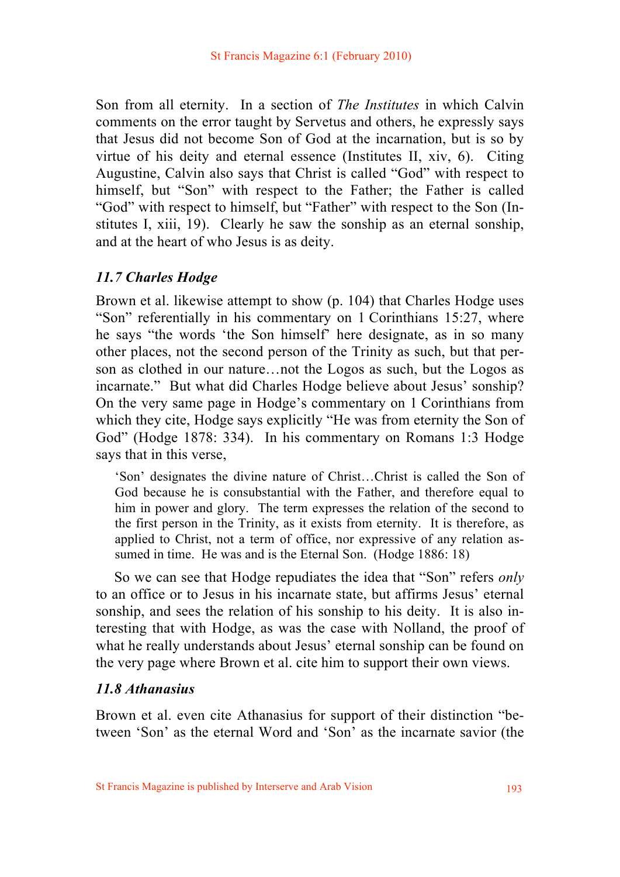Son from all eternity. In a section of *The Institutes* in which Calvin comments on the error taught by Servetus and others, he expressly says that Jesus did not become Son of God at the incarnation, but is so by virtue of his deity and eternal essence (Institutes II, xiv, 6). Citing Augustine, Calvin also says that Christ is called "God" with respect to himself, but "Son" with respect to the Father; the Father is called "God" with respect to himself, but "Father" with respect to the Son (Institutes I, xiii, 19). Clearly he saw the sonship as an eternal sonship, and at the heart of who Jesus is as deity.

### *11.7 Charles Hodge*

Brown et al. likewise attempt to show (p. 104) that Charles Hodge uses "Son" referentially in his commentary on 1 Corinthians 15:27, where he says "the words 'the Son himself' here designate, as in so many other places, not the second person of the Trinity as such, but that person as clothed in our nature…not the Logos as such, but the Logos as incarnate." But what did Charles Hodge believe about Jesus' sonship? On the very same page in Hodge's commentary on 1 Corinthians from which they cite, Hodge says explicitly "He was from eternity the Son of God" (Hodge 1878: 334). In his commentary on Romans 1:3 Hodge says that in this verse,

> 'Son' designates the divine nature of Christ…Christ is called the Son of God because he is consubstantial with the Father, and therefore equal to him in power and glory. The term expresses the relation of the second to the first person in the Trinity, as it exists from eternity. It is therefore, as applied to Christ, not a term of office, nor expressive of any relation assumed in time. He was and is the Eternal Son. (Hodge 1886: 18)

So we can see that Hodge repudiates the idea that "Son" refers *only* to an office or to Jesus in his incarnate state, but affirms Jesus' eternal sonship, and sees the relation of his sonship to his deity. It is also interesting that with Hodge, as was the case with Nolland, the proof of what he really understands about Jesus' eternal sonship can be found on the very page where Brown et al. cite him to support their own views.

### *11.8 Athanasius*

Brown et al. even cite Athanasius for support of their distinction "between 'Son' as the eternal Word and 'Son' as the incarnate savior (the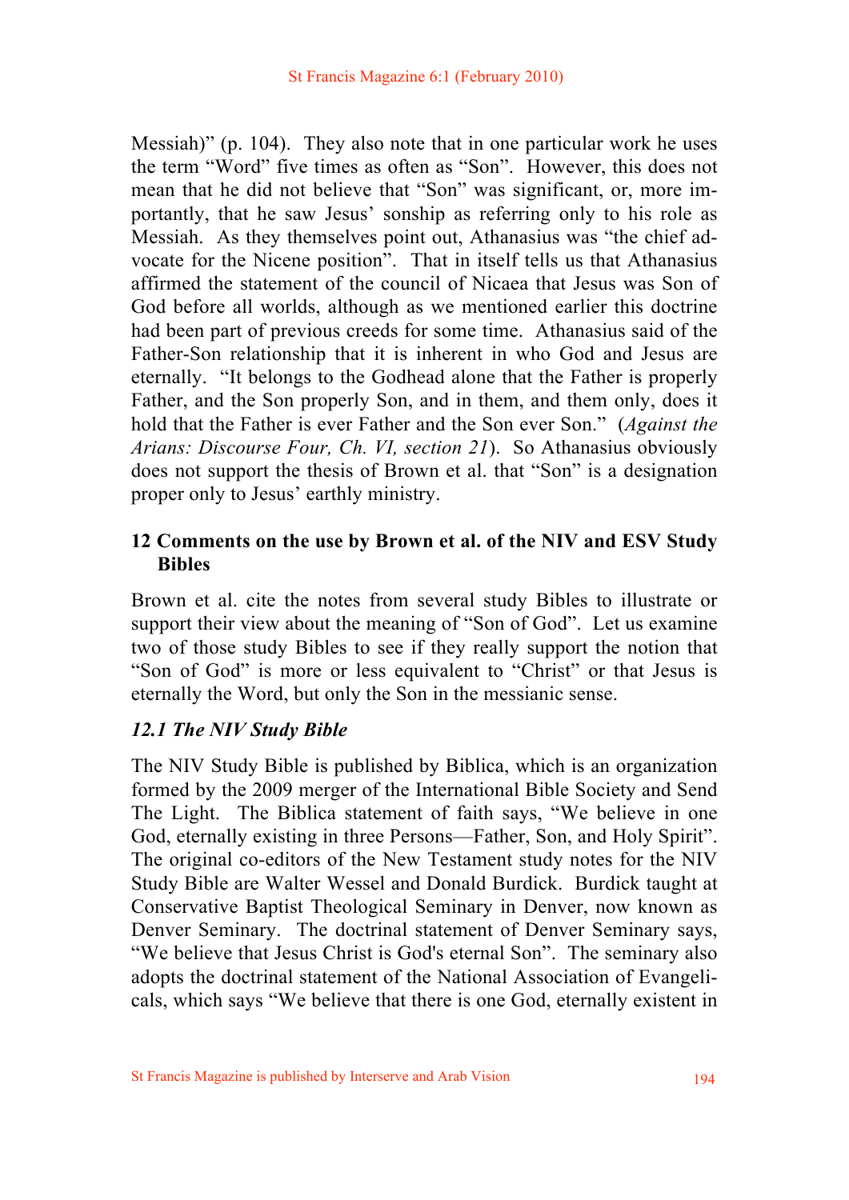Messiah)" (p. 104). They also note that in one particular work he uses the term "Word" five times as often as "Son". However, this does not mean that he did not believe that "Son" was significant, or, more importantly, that he saw Jesus' sonship as referring only to his role as Messiah. As they themselves point out, Athanasius was "the chief advocate for the Nicene position". That in itself tells us that Athanasius affirmed the statement of the council of Nicaea that Jesus was Son of God before all worlds, although as we mentioned earlier this doctrine had been part of previous creeds for some time. Athanasius said of the Father-Son relationship that it is inherent in who God and Jesus are eternally. "It belongs to the Godhead alone that the Father is properly Father, and the Son properly Son, and in them, and them only, does it hold that the Father is ever Father and the Son ever Son." (*Against the Arians: Discourse Four, Ch. VI, section 21*). So Athanasius obviously does not support the thesis of Brown et al. that "Son" is a designation proper only to Jesus' earthly ministry.

## 12 Comments on the use by Brown et al. of the NIV and ESV Study Bibles

Brown et al. cite the notes from several study Bibles to illustrate or support their view about the meaning of "Son of God". Let us examine two of those study Bibles to see if they really support the notion that "Son of God" is more or less equivalent to "Christ" or that Jesus is eternally the Word, but only the Son in the messianic sense.

### *12.1 The NIV Study Bible*

The NIV Study Bible is published by Biblica, which is an organization formed by the 2009 merger of the International Bible Society and Send The Light. The Biblica statement of faith says, "We believe in one God, eternally existing in three Persons—Father, Son, and Holy Spirit". The original co-editors of the New Testament study notes for the NIV Study Bible are Walter Wessel and Donald Burdick. Burdick taught at Conservative Baptist Theological Seminary in Denver, now known as Denver Seminary. The doctrinal statement of Denver Seminary says, "We believe that Jesus Christ is God's eternal Son". The seminary also adopts the doctrinal statement of the National Association of Evangelicals, which says "We believe that there is one God, eternally existent in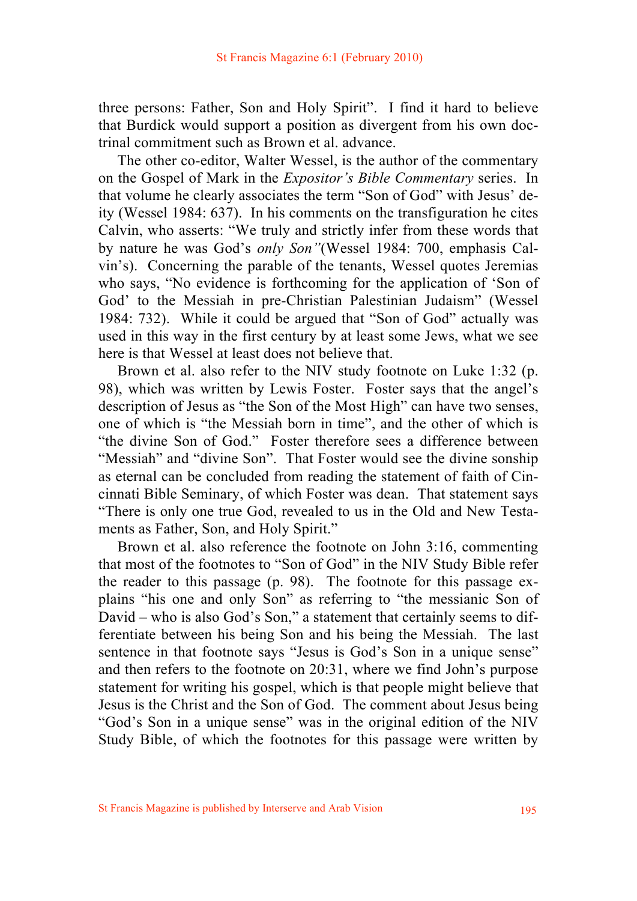three persons: Father, Son and Holy Spirit". I find it hard to believe that Burdick would support a position as divergent from his own doctrinal commitment such as Brown et al. advance.

The other co-editor, Walter Wessel, is the author of the commentary on the Gospel of Mark in the *Expositor's Bible Commentary* series. In that volume he clearly associates the term "Son of God" with Jesus' deity (Wessel 1984: 637). In his comments on the transfiguration he cites Calvin, who asserts: "We truly and strictly infer from these words that by nature he was God's *only Son"*(Wessel 1984: 700, emphasis Calvin's). Concerning the parable of the tenants, Wessel quotes Jeremias who says, "No evidence is forthcoming for the application of 'Son of God' to the Messiah in pre-Christian Palestinian Judaism" (Wessel 1984: 732). While it could be argued that "Son of God" actually was used in this way in the first century by at least some Jews, what we see here is that Wessel at least does not believe that.

Brown et al. also refer to the NIV study footnote on Luke 1:32 (p. 98), which was written by Lewis Foster. Foster says that the angel's description of Jesus as "the Son of the Most High" can have two senses, one of which is "the Messiah born in time", and the other of which is "the divine Son of God." Foster therefore sees a difference between "Messiah" and "divine Son". That Foster would see the divine sonship as eternal can be concluded from reading the statement of faith of Cincinnati Bible Seminary, of which Foster was dean. That statement says "There is only one true God, revealed to us in the Old and New Testaments as Father, Son, and Holy Spirit."

Brown et al. also reference the footnote on John 3:16, commenting that most of the footnotes to "Son of God" in the NIV Study Bible refer the reader to this passage (p. 98). The footnote for this passage explains "his one and only Son" as referring to "the messianic Son of David – who is also God's Son," a statement that certainly seems to differentiate between his being Son and his being the Messiah. The last sentence in that footnote says "Jesus is God's Son in a unique sense" and then refers to the footnote on 20:31, where we find John's purpose statement for writing his gospel, which is that people might believe that Jesus is the Christ and the Son of God. The comment about Jesus being "God's Son in a unique sense" was in the original edition of the NIV Study Bible, of which the footnotes for this passage were written by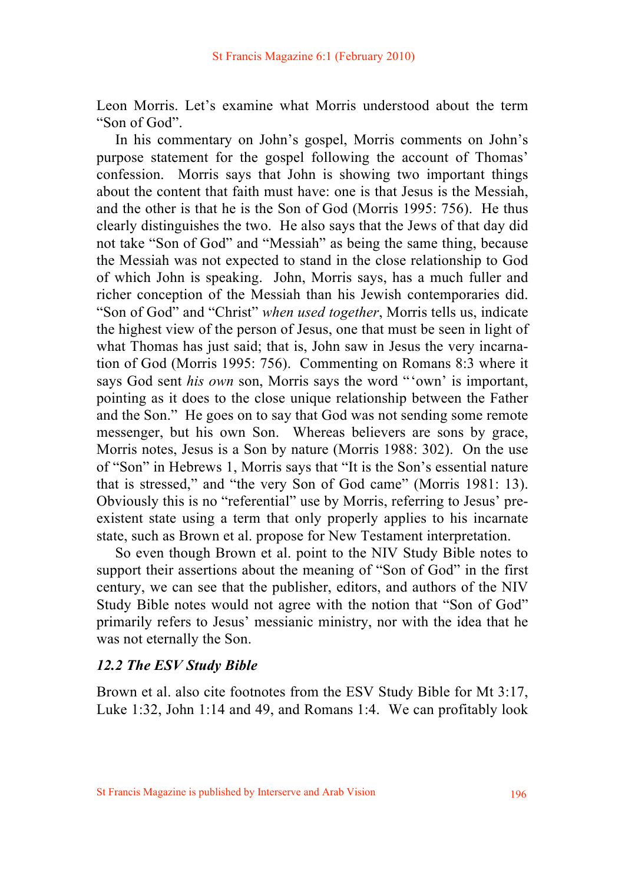Leon Morris. Let's examine what Morris understood about the term "Son of God".

In his commentary on John's gospel, Morris comments on John's purpose statement for the gospel following the account of Thomas' confession. Morris says that John is showing two important things about the content that faith must have: one is that Jesus is the Messiah, and the other is that he is the Son of God (Morris 1995: 756). He thus clearly distinguishes the two. He also says that the Jews of that day did not take "Son of God" and "Messiah" as being the same thing, because the Messiah was not expected to stand in the close relationship to God of which John is speaking. John, Morris says, has a much fuller and richer conception of the Messiah than his Jewish contemporaries did. "Son of God" and "Christ" *when used together*, Morris tells us, indicate the highest view of the person of Jesus, one that must be seen in light of what Thomas has just said; that is, John saw in Jesus the very incarnation of God (Morris 1995: 756). Commenting on Romans 8:3 where it says God sent *his own* son, Morris says the word "'own' is important, pointing as it does to the close unique relationship between the Father and the Son." He goes on to say that God was not sending some remote messenger, but his own Son. Whereas believers are sons by grace, Morris notes, Jesus is a Son by nature (Morris 1988: 302). On the use of "Son" in Hebrews 1, Morris says that "It is the Son's essential nature that is stressed," and "the very Son of God came" (Morris 1981: 13). Obviously this is no "referential" use by Morris, referring to Jesus' pre-existent state using a term that only properly applies to his incarnate state, such as Brown et al. propose for New Testament interpretation.

So even though Brown et al. point to the NIV Study Bible notes to support their assertions about the meaning of "Son of God" in the first century, we can see that the publisher, editors, and authors of the NIV Study Bible notes would not agree with the notion that "Son of God" primarily refers to Jesus' messianic ministry, nor with the idea that he was not eternally the Son.

### *12.2 The ESV Study Bible*

Brown et al. also cite footnotes from the ESV Study Bible for Mt 3:17, Luke 1:32, John 1:14 and 49, and Romans 1:4. We can profitably look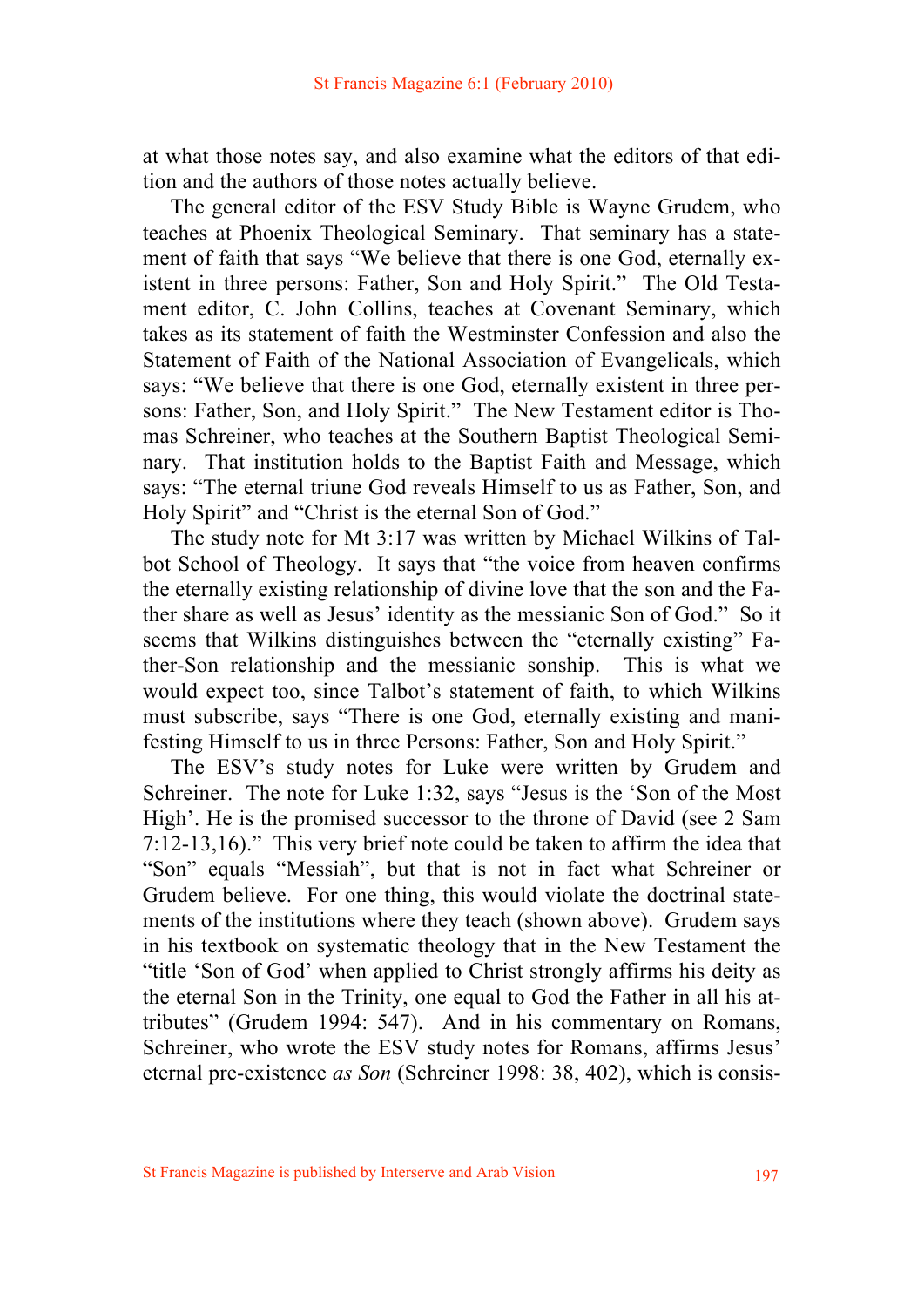at what those notes say, and also examine what the editors of that edition and the authors of those notes actually believe.

The general editor of the ESV Study Bible is Wayne Grudem, who teaches at Phoenix Theological Seminary. That seminary has a statement of faith that says "We believe that there is one God, eternally existent in three persons: Father, Son and Holy Spirit." The Old Testament editor, C. John Collins, teaches at Covenant Seminary, which takes as its statement of faith the Westminster Confession and also the Statement of Faith of the National Association of Evangelicals, which says: "We believe that there is one God, eternally existent in three persons: Father, Son, and Holy Spirit." The New Testament editor is Thomas Schreiner, who teaches at the Southern Baptist Theological Seminary. That institution holds to the Baptist Faith and Message, which says: "The eternal triune God reveals Himself to us as Father, Son, and Holy Spirit" and "Christ is the eternal Son of God."

The study note for Mt 3:17 was written by Michael Wilkins of Talbot School of Theology. It says that "the voice from heaven confirms the eternally existing relationship of divine love that the son and the Father share as well as Jesus' identity as the messianic Son of God." So it seems that Wilkins distinguishes between the "eternally existing" Father-Son relationship and the messianic sonship. This is what we would expect too, since Talbot's statement of faith, to which Wilkins must subscribe, says "There is one God, eternally existing and manifesting Himself to us in three Persons: Father, Son and Holy Spirit."

The ESV's study notes for Luke were written by Grudem and Schreiner. The note for Luke 1:32, says "Jesus is the 'Son of the Most High'. He is the promised successor to the throne of David (see 2 Sam 7:12-13,16)." This very brief note could be taken to affirm the idea that "Son" equals "Messiah", but that is not in fact what Schreiner or Grudem believe. For one thing, this would violate the doctrinal statements of the institutions where they teach (shown above). Grudem says in his textbook on systematic theology that in the New Testament the "title 'Son of God' when applied to Christ strongly affirms his deity as the eternal Son in the Trinity, one equal to God the Father in all his attributes" (Grudem 1994: 547). And in his commentary on Romans, Schreiner, who wrote the ESV study notes for Romans, affirms Jesus' eternal pre-existence *as Son* (Schreiner 1998: 38, 402), which is consis-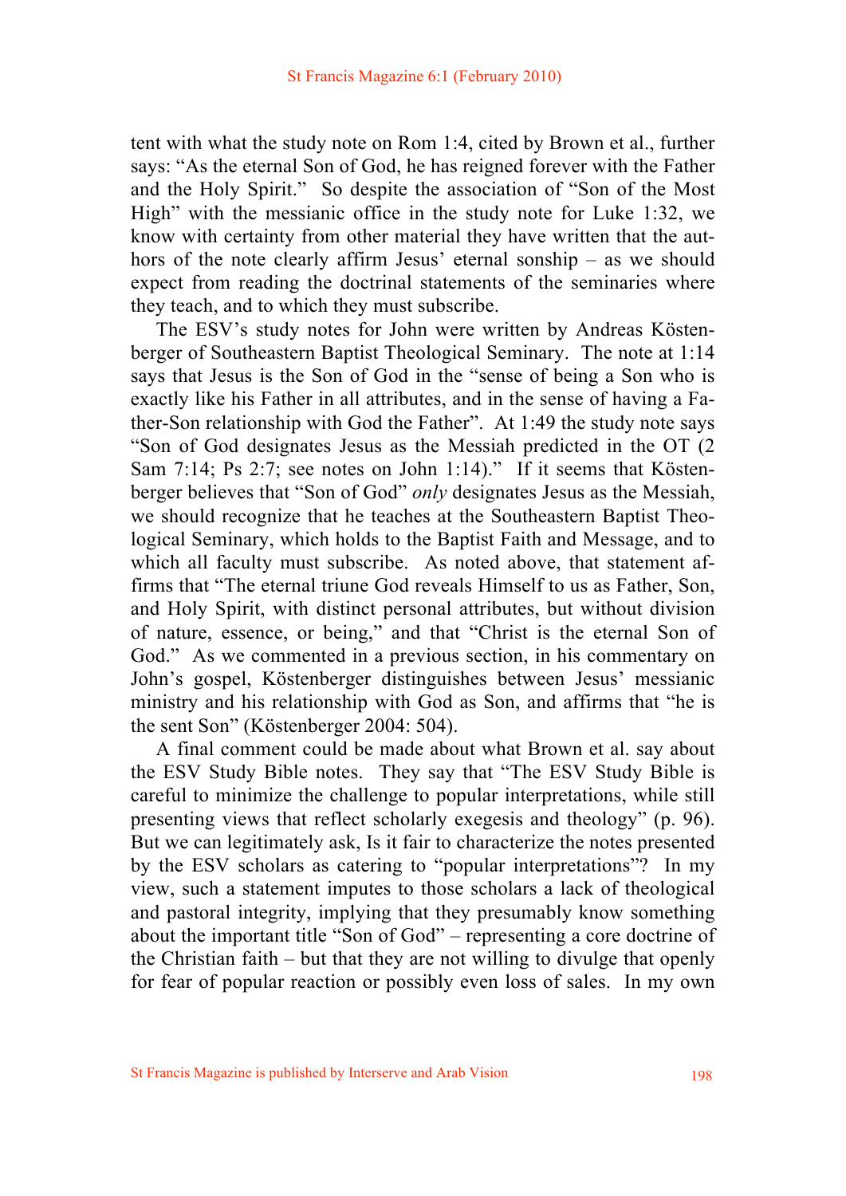tent with what the study note on Rom 1:4, cited by Brown et al., further says: "As the eternal Son of God, he has reigned forever with the Father and the Holy Spirit." So despite the association of "Son of the Most High" with the messianic office in the study note for Luke 1:32, we know with certainty from other material they have written that the authors of the note clearly affirm Jesus' eternal sonship – as we should expect from reading the doctrinal statements of the seminaries where they teach, and to which they must subscribe.

The ESV's study notes for John were written by Andreas Köstenberger of Southeastern Baptist Theological Seminary. The note at 1:14 says that Jesus is the Son of God in the "sense of being a Son who is exactly like his Father in all attributes, and in the sense of having a Father-Son relationship with God the Father". At 1:49 the study note says "Son of God designates Jesus as the Messiah predicted in the OT (2 Sam 7:14; Ps 2:7; see notes on John 1:14)." If it seems that Köstenberger believes that "Son of God" *only* designates Jesus as the Messiah, we should recognize that he teaches at the Southeastern Baptist Theological Seminary, which holds to the Baptist Faith and Message, and to which all faculty must subscribe. As noted above, that statement affirms that "The eternal triune God reveals Himself to us as Father, Son, and Holy Spirit, with distinct personal attributes, but without division of nature, essence, or being," and that "Christ is the eternal Son of God." As we commented in a previous section, in his commentary on John's gospel, Köstenberger distinguishes between Jesus' messianic ministry and his relationship with God as Son, and affirms that "he is the sent Son" (Köstenberger 2004: 504).

A final comment could be made about what Brown et al. say about the ESV Study Bible notes. They say that "The ESV Study Bible is careful to minimize the challenge to popular interpretations, while still presenting views that reflect scholarly exegesis and theology" (p. 96). But we can legitimately ask, Is it fair to characterize the notes presented by the ESV scholars as catering to "popular interpretations"? In my view, such a statement imputes to those scholars a lack of theological and pastoral integrity, implying that they presumably know something about the important title "Son of God" – representing a core doctrine of the Christian faith – but that they are not willing to divulge that openly for fear of popular reaction or possibly even loss of sales. In my own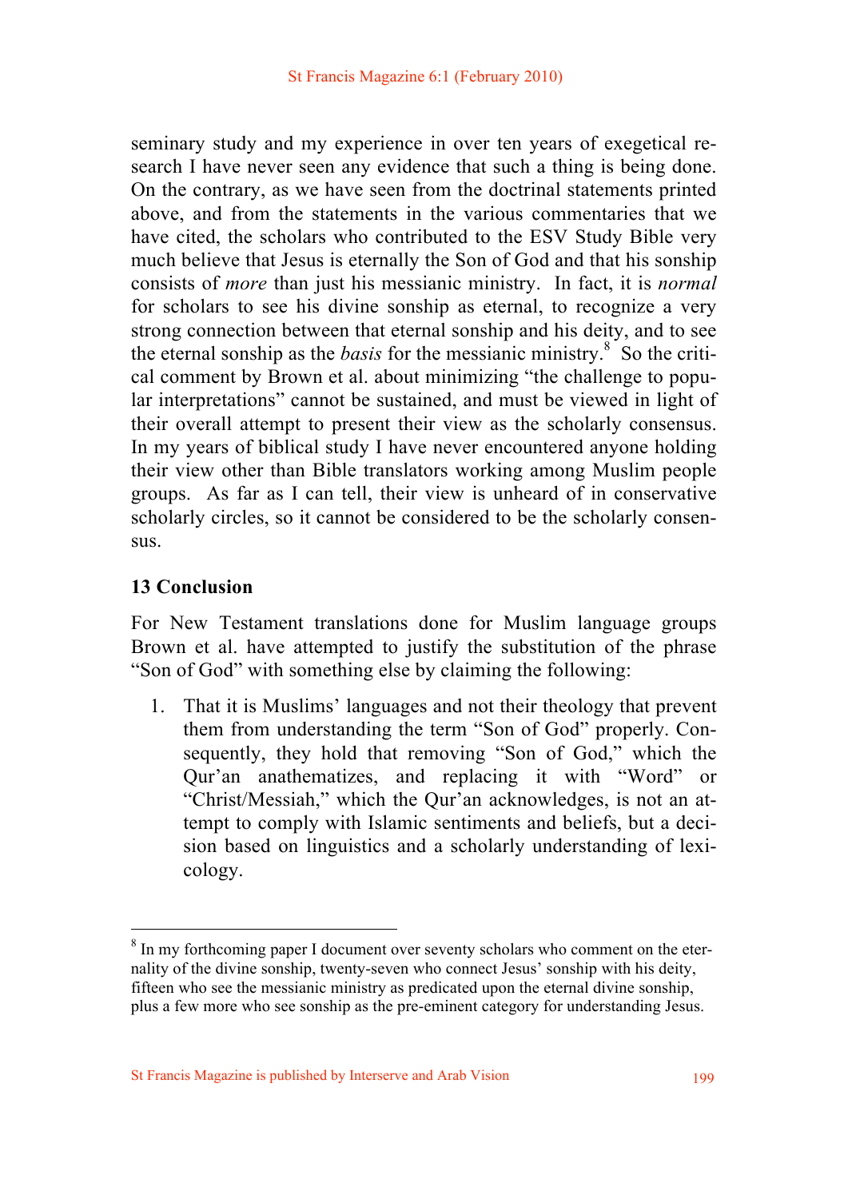seminary study and my experience in over ten years of exegetical research I have never seen any evidence that such a thing is being done. On the contrary, as we have seen from the doctrinal statements printed above, and from the statements in the various commentaries that we have cited, the scholars who contributed to the ESV Study Bible very much believe that Jesus is eternally the Son of God and that his sonship consists of *more* than just his messianic ministry. In fact, it is *normal* for scholars to see his divine sonship as eternal, to recognize a very strong connection between that eternal sonship and his deity, and to see the eternal sonship as the *basis* for the messianic ministry.[8] So the critical comment by Brown et al. about minimizing "the challenge to popular interpretations" cannot be sustained, and must be viewed in light of their overall attempt to present their view as the scholarly consensus. In my years of biblical study I have never encountered anyone holding their view other than Bible translators working among Muslim people groups. As far as I can tell, their view is unheard of in conservative scholarly circles, so it cannot be considered to be the scholarly consensus.

## 13 Conclusion

For New Testament translations done for Muslim language groups Brown et al. have attempted to justify the substitution of the phrase "Son of God" with something else by claiming the following:

1. That it is Muslims' languages and not their theology that prevent them from understanding the term "Son of God" properly. Consequently, they hold that removing "Son of God," which the Qur'an anathematizes, and replacing it with "Word" or "Christ/Messiah," which the Qur'an acknowledges, is not an attempt to comply with Islamic sentiments and beliefs, but a decision based on linguistics and a scholarly understanding of lexicology.

---

[8] In my forthcoming paper I document over seventy scholars who comment on the eternality of the divine sonship, twenty-seven who connect Jesus' sonship with his deity, fifteen who see the messianic ministry as predicated upon the eternal divine sonship, plus a few more who see sonship as the pre-eminent category for understanding Jesus.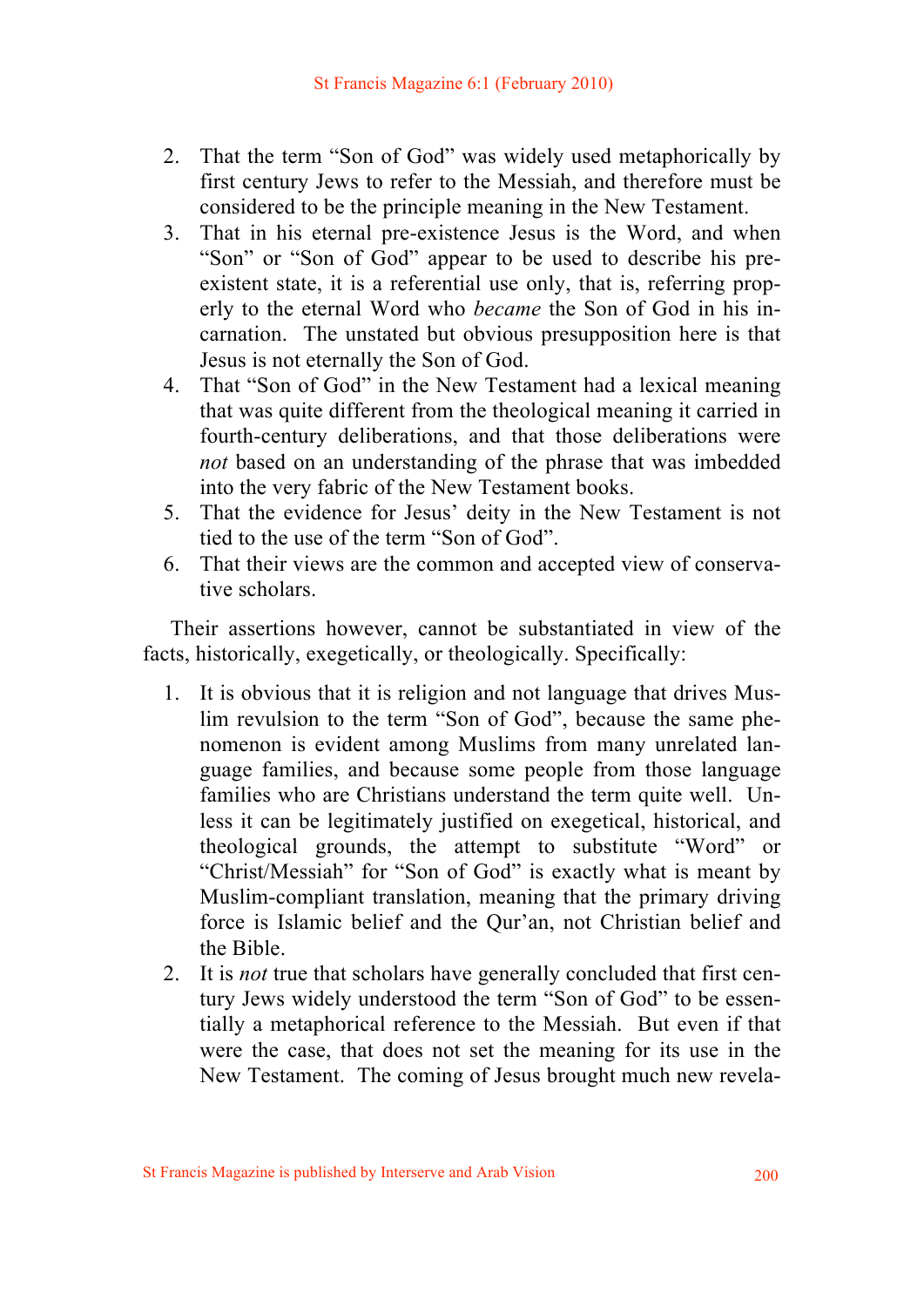2. That the term "Son of God" was widely used metaphorically by first century Jews to refer to the Messiah, and therefore must be considered to be the principle meaning in the New Testament.
3. That in his eternal pre-existence Jesus is the Word, and when "Son" or "Son of God" appear to be used to describe his pre-existent state, it is a referential use only, that is, referring properly to the eternal Word who *became* the Son of God in his incarnation. The unstated but obvious presupposition here is that Jesus is not eternally the Son of God.
4. That "Son of God" in the New Testament had a lexical meaning that was quite different from the theological meaning it carried in fourth-century deliberations, and that those deliberations were *not* based on an understanding of the phrase that was imbedded into the very fabric of the New Testament books.
5. That the evidence for Jesus' deity in the New Testament is not tied to the use of the term "Son of God".
6. That their views are the common and accepted view of conservative scholars.

Their assertions however, cannot be substantiated in view of the facts, historically, exegetically, or theologically. Specifically:

1. It is obvious that it is religion and not language that drives Muslim revulsion to the term "Son of God", because the same phenomenon is evident among Muslims from many unrelated language families, and because some people from those language families who are Christians understand the term quite well. Unless it can be legitimately justified on exegetical, historical, and theological grounds, the attempt to substitute "Word" or "Christ/Messiah" for "Son of God" is exactly what is meant by Muslim-compliant translation, meaning that the primary driving force is Islamic belief and the Qur'an, not Christian belief and the Bible.
2. It is *not* true that scholars have generally concluded that first century Jews widely understood the term "Son of God" to be essentially a metaphorical reference to the Messiah. But even if that were the case, that does not set the meaning for its use in the New Testament. The coming of Jesus brought much new revela-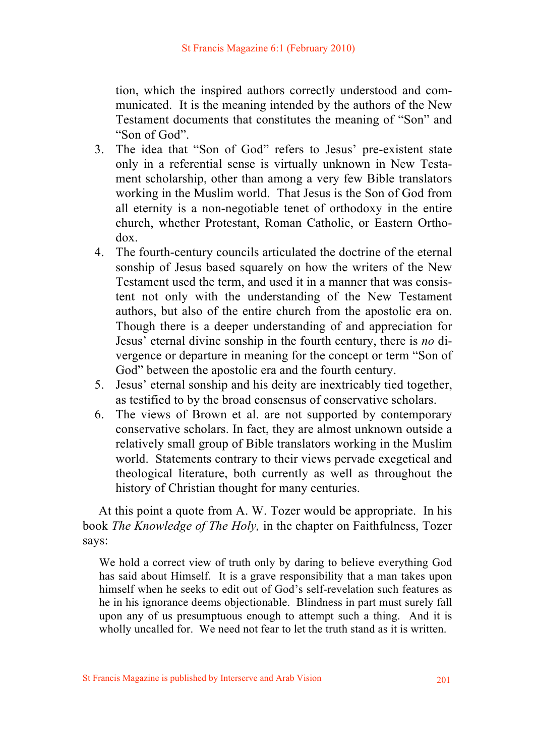tion, which the inspired authors correctly understood and communicated. It is the meaning intended by the authors of the New Testament documents that constitutes the meaning of "Son" and "Son of God".

3. The idea that "Son of God" refers to Jesus' pre-existent state only in a referential sense is virtually unknown in New Testament scholarship, other than among a very few Bible translators working in the Muslim world. That Jesus is the Son of God from all eternity is a non-negotiable tenet of orthodoxy in the entire church, whether Protestant, Roman Catholic, or Eastern Orthodox.
4. The fourth-century councils articulated the doctrine of the eternal sonship of Jesus based squarely on how the writers of the New Testament used the term, and used it in a manner that was consistent not only with the understanding of the New Testament authors, but also of the entire church from the apostolic era on. Though there is a deeper understanding of and appreciation for Jesus' eternal divine sonship in the fourth century, there is *no* divergence or departure in meaning for the concept or term "Son of God" between the apostolic era and the fourth century.
5. Jesus' eternal sonship and his deity are inextricably tied together, as testified to by the broad consensus of conservative scholars.
6. The views of Brown et al. are not supported by contemporary conservative scholars. In fact, they are almost unknown outside a relatively small group of Bible translators working in the Muslim world. Statements contrary to their views pervade exegetical and theological literature, both currently as well as throughout the history of Christian thought for many centuries.

At this point a quote from A. W. Tozer would be appropriate. In his book *The Knowledge of The Holy,* in the chapter on Faithfulness, Tozer says:

> We hold a correct view of truth only by daring to believe everything God has said about Himself. It is a grave responsibility that a man takes upon himself when he seeks to edit out of God's self-revelation such features as he in his ignorance deems objectionable. Blindness in part must surely fall upon any of us presumptuous enough to attempt such a thing. And it is wholly uncalled for. We need not fear to let the truth stand as it is written.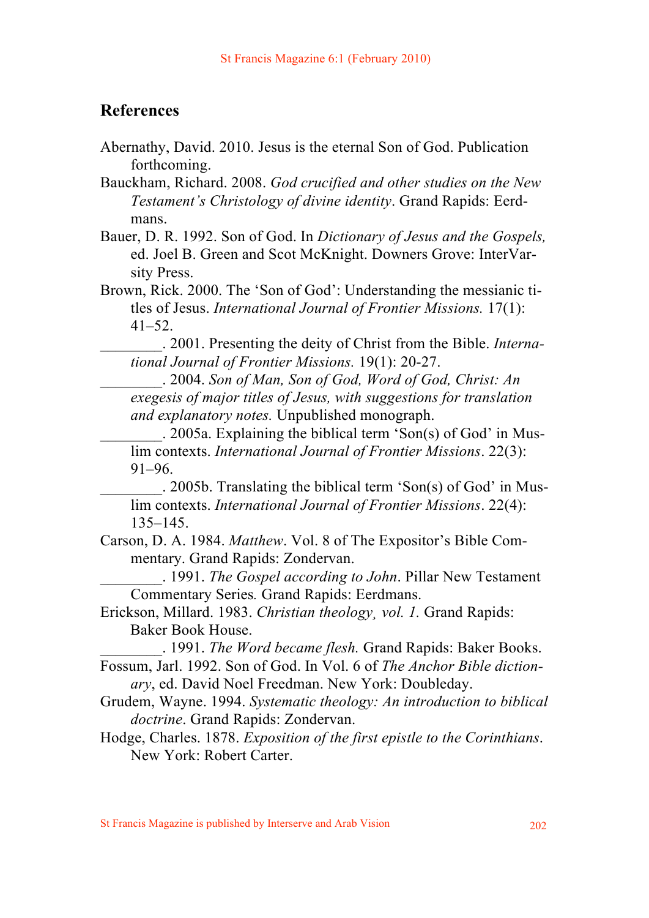## References

Abernathy, David. 2010. Jesus is the eternal Son of God. Publication forthcoming.

Bauckham, Richard. 2008. *God crucified and other studies on the New Testament's Christology of divine identity*. Grand Rapids: Eerdmans.

Bauer, D. R. 1992. Son of God. In *Dictionary of Jesus and the Gospels,* ed. Joel B. Green and Scot McKnight. Downers Grove: InterVarsity Press.

Brown, Rick. 2000. The 'Son of God': Understanding the messianic titles of Jesus. *International Journal of Frontier Missions.* 17(1): 41–52.

________. 2001. Presenting the deity of Christ from the Bible. *International Journal of Frontier Missions.* 19(1): 20-27.

________. 2004. *Son of Man, Son of God, Word of God, Christ: An exegesis of major titles of Jesus, with suggestions for translation and explanatory notes.* Unpublished monograph.

________. 2005a. Explaining the biblical term 'Son(s) of God' in Muslim contexts. *International Journal of Frontier Missions*. 22(3): 91–96.

________. 2005b. Translating the biblical term 'Son(s) of God' in Muslim contexts. *International Journal of Frontier Missions*. 22(4): 135–145.

Carson, D. A. 1984. *Matthew*. Vol. 8 of The Expositor's Bible Commentary. Grand Rapids: Zondervan.

________. 1991. *The Gospel according to John*. Pillar New Testament Commentary Series*.* Grand Rapids: Eerdmans.

Erickson, Millard. 1983. *Christian theology, vol. 1.* Grand Rapids: Baker Book House.

________. 1991. *The Word became flesh.* Grand Rapids: Baker Books.

Fossum, Jarl. 1992. Son of God. In Vol. 6 of *The Anchor Bible dictionary*, ed. David Noel Freedman. New York: Doubleday.

Grudem, Wayne. 1994. *Systematic theology: An introduction to biblical doctrine*. Grand Rapids: Zondervan.

Hodge, Charles. 1878. *Exposition of the first epistle to the Corinthians*. New York: Robert Carter.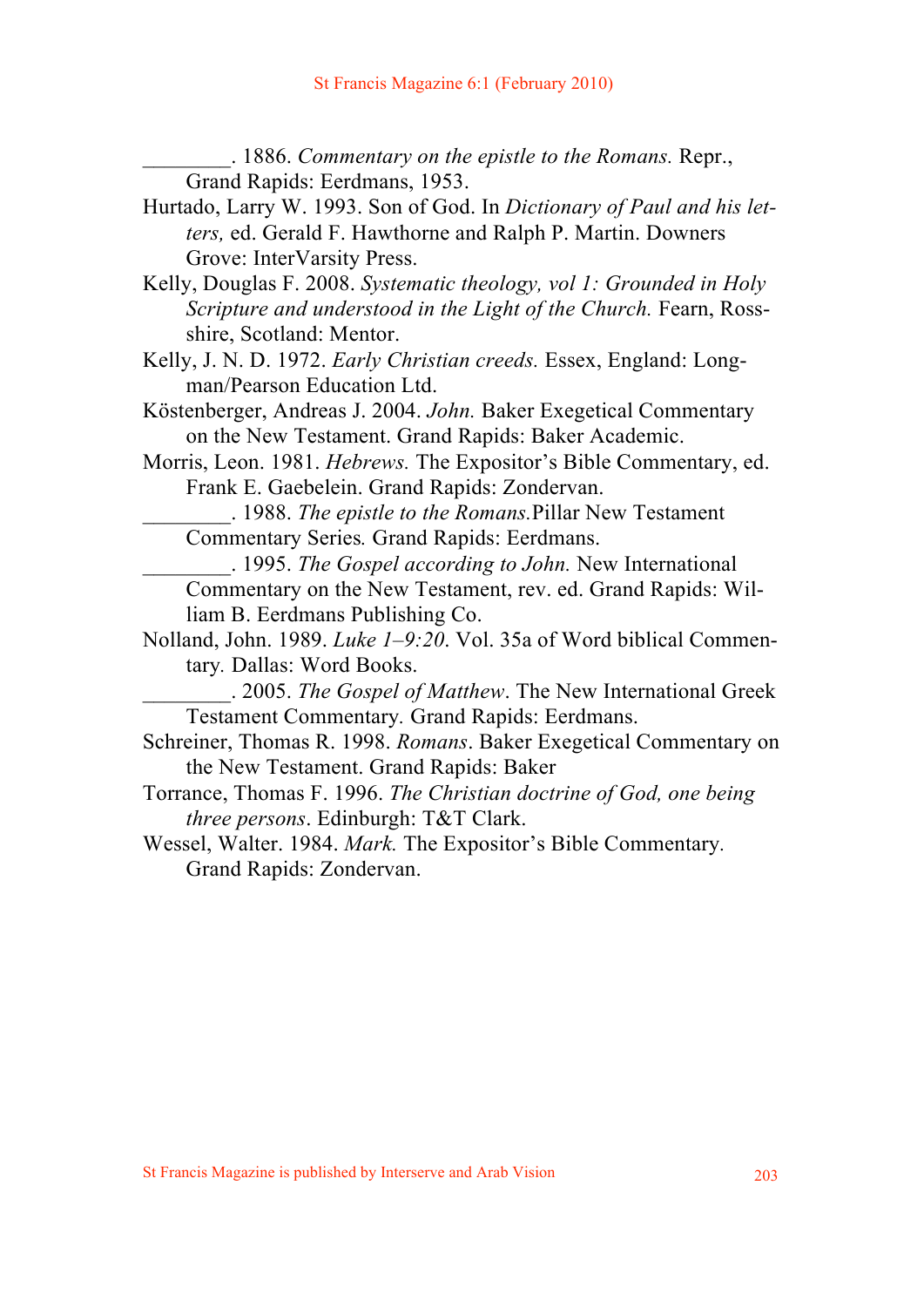________. 1886. *Commentary on the epistle to the Romans.* Repr., Grand Rapids: Eerdmans, 1953.

Hurtado, Larry W. 1993. Son of God. In *Dictionary of Paul and his letters,* ed. Gerald F. Hawthorne and Ralph P. Martin. Downers Grove: InterVarsity Press.

Kelly, Douglas F. 2008. *Systematic theology, vol 1: Grounded in Holy Scripture and understood in the Light of the Church.* Fearn, Ross-shire, Scotland: Mentor.

Kelly, J. N. D. 1972. *Early Christian creeds.* Essex, England: Longman/Pearson Education Ltd.

Köstenberger, Andreas J. 2004. *John.* Baker Exegetical Commentary on the New Testament. Grand Rapids: Baker Academic.

Morris, Leon. 1981. *Hebrews.* The Expositor's Bible Commentary, ed. Frank E. Gaebelein. Grand Rapids: Zondervan.

________. 1988. *The epistle to the Romans.*Pillar New Testament Commentary Series*.* Grand Rapids: Eerdmans.

________. 1995. *The Gospel according to John.* New International Commentary on the New Testament, rev. ed. Grand Rapids: William B. Eerdmans Publishing Co.

Nolland, John. 1989. *Luke 1–9:20*. Vol. 35a of Word biblical Commentary. Dallas: Word Books.

________. 2005. *The Gospel of Matthew*. The New International Greek Testament Commentary. Grand Rapids: Eerdmans.

Schreiner, Thomas R. 1998. *Romans*. Baker Exegetical Commentary on the New Testament. Grand Rapids: Baker

Torrance, Thomas F. 1996. *The Christian doctrine of God, one being three persons*. Edinburgh: T&T Clark.

Wessel, Walter. 1984. *Mark.* The Expositor's Bible Commentary. Grand Rapids: Zondervan.